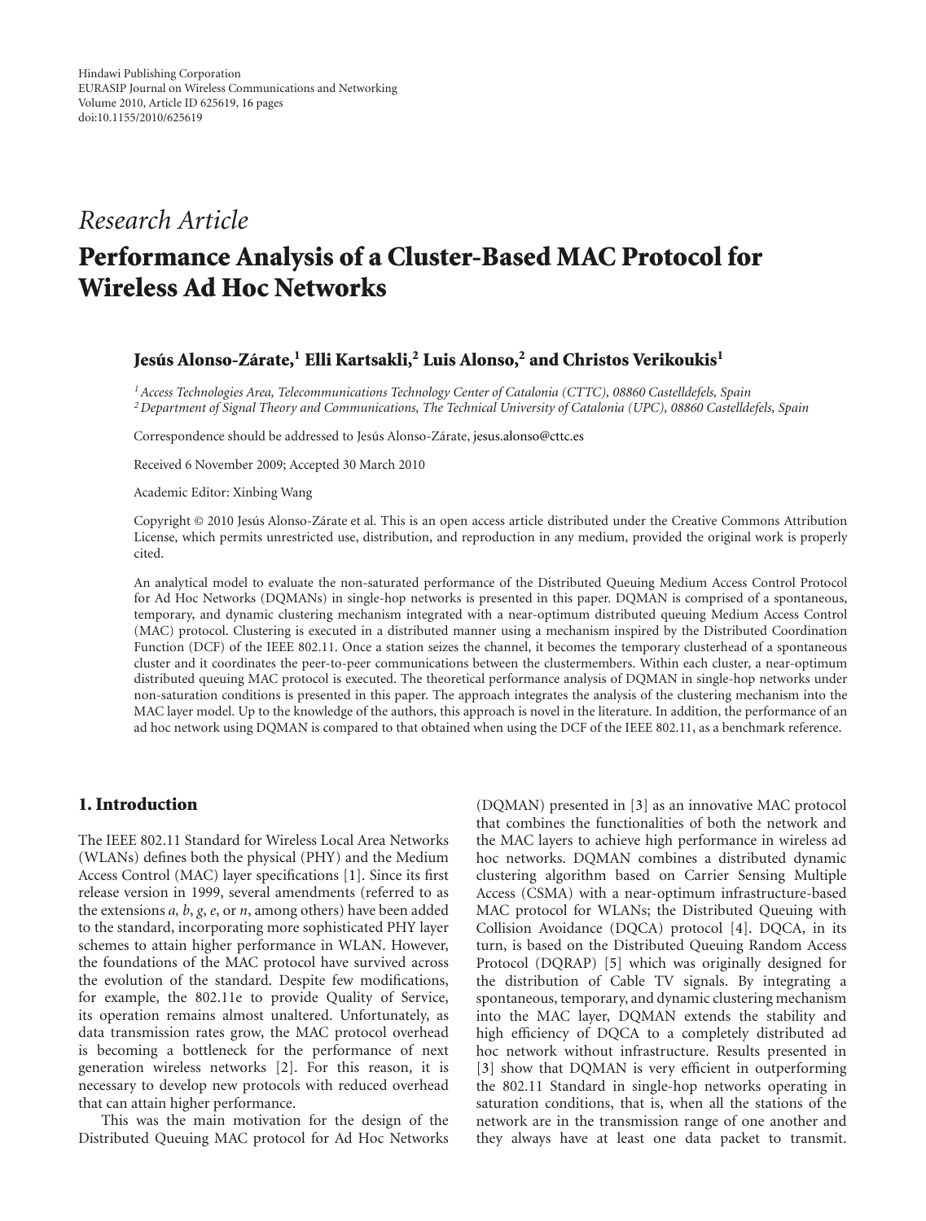Hindawi Publishing Corporation
EURASIP Journal on Wireless Communications and Networking
Volume 2010, Article ID 625619, 16 pages
doi:10.1155/2010/625619

*Research Article*

# Performance Analysis of a Cluster-Based MAC Protocol for Wireless Ad Hoc Networks

**Jesús Alonso-Zárate,[1] Elli Kartsakli,[2] Luis Alonso,[2] and Christos Verikoukis[1]**

[1] *Access Technologies Area, Telecommunications Technology Center of Catalonia (CTTC), 08860 Castelldefels, Spain*
[2] *Department of Signal Theory and Communications, The Technical University of Catalonia (UPC), 08860 Castelldefels, Spain*

Correspondence should be addressed to Jesús Alonso-Zárate, jesus.alonso@cttc.es

Received 6 November 2009; Accepted 30 March 2010

Academic Editor: Xinbing Wang

Copyright © 2010 Jesús Alonso-Zárate et al. This is an open access article distributed under the Creative Commons Attribution License, which permits unrestricted use, distribution, and reproduction in any medium, provided the original work is properly cited.

An analytical model to evaluate the non-saturated performance of the Distributed Queuing Medium Access Control Protocol for Ad Hoc Networks (DQMANs) in single-hop networks is presented in this paper. DQMAN is comprised of a spontaneous, temporary, and dynamic clustering mechanism integrated with a near-optimum distributed queuing Medium Access Control (MAC) protocol. Clustering is executed in a distributed manner using a mechanism inspired by the Distributed Coordination Function (DCF) of the IEEE 802.11. Once a station seizes the channel, it becomes the temporary clusterhead of a spontaneous cluster and it coordinates the peer-to-peer communications between the clustermembers. Within each cluster, a near-optimum distributed queuing MAC protocol is executed. The theoretical performance analysis of DQMAN in single-hop networks under non-saturation conditions is presented in this paper. The approach integrates the analysis of the clustering mechanism into the MAC layer model. Up to the knowledge of the authors, this approach is novel in the literature. In addition, the performance of an ad hoc network using DQMAN is compared to that obtained when using the DCF of the IEEE 802.11, as a benchmark reference.

## 1. Introduction

The IEEE 802.11 Standard for Wireless Local Area Networks (WLANs) defines both the physical (PHY) and the Medium Access Control (MAC) layer specifications [1]. Since its first release version in 1999, several amendments (referred to as the extensions *a*, *b*, *g*, *e*, or *n*, among others) have been added to the standard, incorporating more sophisticated PHY layer schemes to attain higher performance in WLAN. However, the foundations of the MAC protocol have survived across the evolution of the standard. Despite few modifications, for example, the 802.11e to provide Quality of Service, its operation remains almost unaltered. Unfortunately, as data transmission rates grow, the MAC protocol overhead is becoming a bottleneck for the performance of next generation wireless networks [2]. For this reason, it is necessary to develop new protocols with reduced overhead that can attain higher performance.

This was the main motivation for the design of the Distributed Queuing MAC protocol for Ad Hoc Networks (DQMAN) presented in [3] as an innovative MAC protocol that combines the functionalities of both the network and the MAC layers to achieve high performance in wireless ad hoc networks. DQMAN combines a distributed dynamic clustering algorithm based on Carrier Sensing Multiple Access (CSMA) with a near-optimum infrastructure-based MAC protocol for WLANs; the Distributed Queuing with Collision Avoidance (DQCA) protocol [4]. DQCA, in its turn, is based on the Distributed Queuing Random Access Protocol (DQRAP) [5] which was originally designed for the distribution of Cable TV signals. By integrating a spontaneous, temporary, and dynamic clustering mechanism into the MAC layer, DQMAN extends the stability and high efficiency of DQCA to a completely distributed ad hoc network without infrastructure. Results presented in [3] show that DQMAN is very efficient in outperforming the 802.11 Standard in single-hop networks operating in saturation conditions, that is, when all the stations of the network are in the transmission range of one another and they always have at least one data packet to transmit.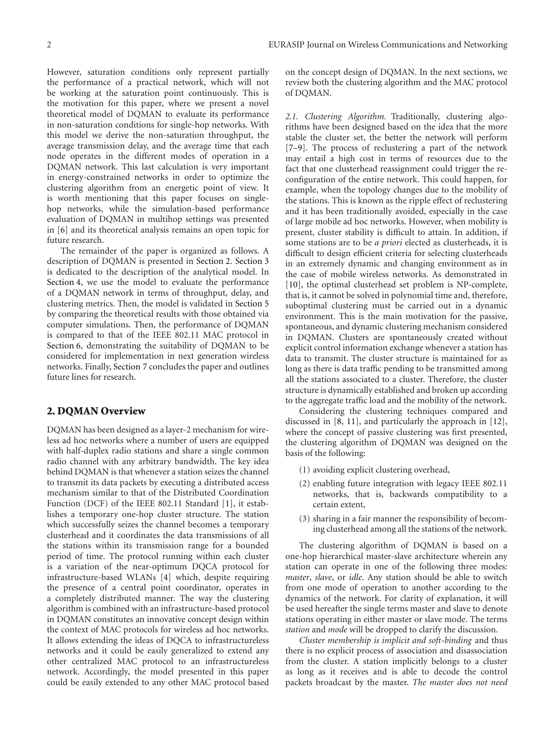However, saturation conditions only represent partially the performance of a practical network, which will not be working at the saturation point continuously. This is the motivation for this paper, where we present a novel theoretical model of DQMAN to evaluate its performance in non-saturation conditions for single-hop networks. With this model we derive the non-saturation throughput, the average transmission delay, and the average time that each node operates in the different modes of operation in a DQMAN network. This last calculation is very important in energy-constrained networks in order to optimize the clustering algorithm from an energetic point of view. It is worth mentioning that this paper focuses on single-hop networks, while the simulation-based performance evaluation of DQMAN in multihop settings was presented in [6] and its theoretical analysis remains an open topic for future research.

The remainder of the paper is organized as follows. A description of DQMAN is presented in Section 2. Section 3 is dedicated to the description of the analytical model. In Section 4, we use the model to evaluate the performance of a DQMAN network in terms of throughput, delay, and clustering metrics. Then, the model is validated in Section 5 by comparing the theoretical results with those obtained via computer simulations. Then, the performance of DQMAN is compared to that of the IEEE 802.11 MAC protocol in Section 6, demonstrating the suitability of DQMAN to be considered for implementation in next generation wireless networks. Finally, Section 7 concludes the paper and outlines future lines for research.

## 2. DQMAN Overview

DQMAN has been designed as a layer-2 mechanism for wireless ad hoc networks where a number of users are equipped with half-duplex radio stations and share a single common radio channel with any arbitrary bandwidth. The key idea behind DQMAN is that whenever a station seizes the channel to transmit its data packets by executing a distributed access mechanism similar to that of the Distributed Coordination Function (DCF) of the IEEE 802.11 Standard [1], it establishes a temporary one-hop cluster structure. The station which successfully seizes the channel becomes a temporary clusterhead and it coordinates the data transmissions of all the stations within its transmission range for a bounded period of time. The protocol running within each cluster is a variation of the near-optimum DQCA protocol for infrastructure-based WLANs [4] which, despite requiring the presence of a central point coordinator, operates in a completely distributed manner. The way the clustering algorithm is combined with an infrastructure-based protocol in DQMAN constitutes an innovative concept design within the context of MAC protocols for wireless ad hoc networks. It allows extending the ideas of DQCA to infrastructureless networks and it could be easily generalized to extend any other centralized MAC protocol to an infrastructureless network. Accordingly, the model presented in this paper could be easily extended to any other MAC protocol based on the concept design of DQMAN. In the next sections, we review both the clustering algorithm and the MAC protocol of DQMAN.

*2.1. Clustering Algorithm.* Traditionally, clustering algorithms have been designed based on the idea that the more stable the cluster set, the better the network will perform [7–9]. The process of reclustering a part of the network may entail a high cost in terms of resources due to the fact that one clusterhead reassignment could trigger the reconfiguration of the entire network. This could happen, for example, when the topology changes due to the mobility of the stations. This is known as the ripple effect of reclustering and it has been traditionally avoided, especially in the case of large mobile ad hoc networks. However, when mobility is present, cluster stability is difficult to attain. In addition, if some stations are to be *a priori* elected as clusterheads, it is difficult to design efficient criteria for selecting clusterheads in an extremely dynamic and changing environment as in the case of mobile wireless networks. As demonstrated in [10], the optimal clusterhead set problem is NP-complete, that is, it cannot be solved in polynomial time and, therefore, suboptimal clustering must be carried out in a dynamic environment. This is the main motivation for the passive, spontaneous, and dynamic clustering mechanism considered in DQMAN. Clusters are spontaneously created without explicit control information exchange whenever a station has data to transmit. The cluster structure is maintained for as long as there is data traffic pending to be transmitted among all the stations associated to a cluster. Therefore, the cluster structure is dynamically established and broken up according to the aggregate traffic load and the mobility of the network.

Considering the clustering techniques compared and discussed in [8, 11], and particularly the approach in [12], where the concept of passive clustering was first presented, the clustering algorithm of DQMAN was designed on the basis of the following:

(1) avoiding explicit clustering overhead,

(2) enabling future integration with legacy IEEE 802.11 networks, that is, backwards compatibility to a certain extent,

(3) sharing in a fair manner the responsibility of becoming clusterhead among all the stations of the network.

The clustering algorithm of DQMAN is based on a one-hop hierarchical master-slave architecture wherein any station can operate in one of the following three modes: *master*, *slave*, or *idle*. Any station should be able to switch from one mode of operation to another according to the dynamics of the network. For clarity of explanation, it will be used hereafter the single terms master and slave to denote stations operating in either master or slave mode. The terms *station* and *mode* will be dropped to clarify the discussion.

*Cluster membership is implicit and soft-binding* and thus there is no explicit process of association and disassociation from the cluster. A station implicitly belongs to a cluster as long as it receives and is able to decode the control packets broadcast by the master. *The master does not need*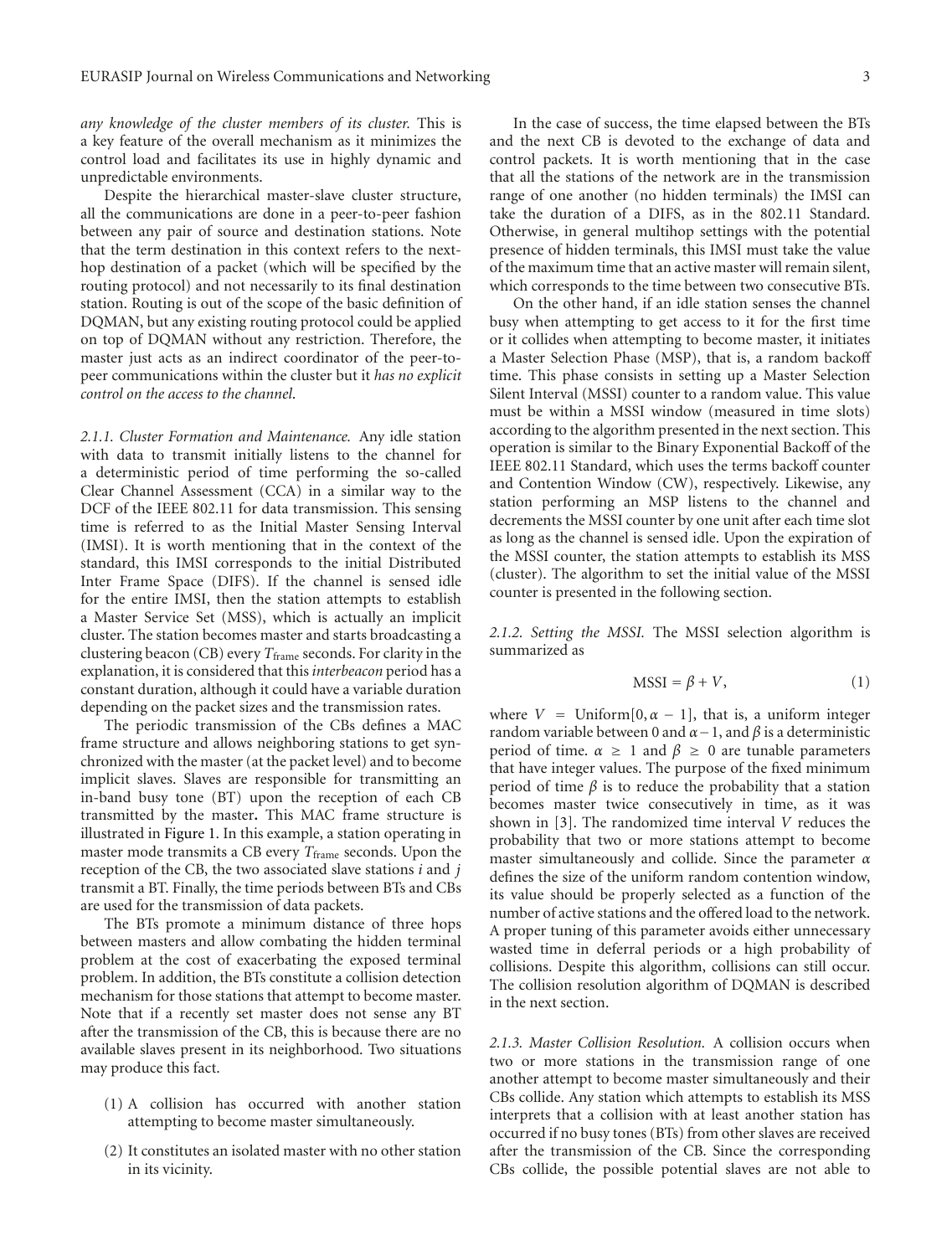*any knowledge of the cluster members of its cluster.* This is a key feature of the overall mechanism as it minimizes the control load and facilitates its use in highly dynamic and unpredictable environments.

Despite the hierarchical master-slave cluster structure, all the communications are done in a peer-to-peer fashion between any pair of source and destination stations. Note that the term destination in this context refers to the next-hop destination of a packet (which will be specified by the routing protocol) and not necessarily to its final destination station. Routing is out of the scope of the basic definition of DQMAN, but any existing routing protocol could be applied on top of DQMAN without any restriction. Therefore, the master just acts as an indirect coordinator of the peer-to-peer communications within the cluster but it *has no explicit control on the access to the channel*.

*2.1.1. Cluster Formation and Maintenance.* Any idle station with data to transmit initially listens to the channel for a deterministic period of time performing the so-called Clear Channel Assessment (CCA) in a similar way to the DCF of the IEEE 802.11 for data transmission. This sensing time is referred to as the Initial Master Sensing Interval (IMSI). It is worth mentioning that in the context of the standard, this IMSI corresponds to the initial Distributed Inter Frame Space (DIFS). If the channel is sensed idle for the entire IMSI, then the station attempts to establish a Master Service Set (MSS), which is actually an implicit cluster. The station becomes master and starts broadcasting a clustering beacon (CB) every $T_{\text{frame}}$ seconds. For clarity in the explanation, it is considered that this *interbeacon* period has a constant duration, although it could have a variable duration depending on the packet sizes and the transmission rates.

The periodic transmission of the CBs defines a MAC frame structure and allows neighboring stations to get synchronized with the master (at the packet level) and to become implicit slaves. Slaves are responsible for transmitting an in-band busy tone (BT) upon the reception of each CB transmitted by the master. This MAC frame structure is illustrated in Figure 1. In this example, a station operating in master mode transmits a CB every $T_{\text{frame}}$ seconds. Upon the reception of the CB, the two associated slave stations $i$ and $j$ transmit a BT. Finally, the time periods between BTs and CBs are used for the transmission of data packets.

The BTs promote a minimum distance of three hops between masters and allow combating the hidden terminal problem at the cost of exacerbating the exposed terminal problem. In addition, the BTs constitute a collision detection mechanism for those stations that attempt to become master. Note that if a recently set master does not sense any BT after the transmission of the CB, this is because there are no available slaves present in its neighborhood. Two situations may produce this fact.

(1) A collision has occurred with another station attempting to become master simultaneously.

(2) It constitutes an isolated master with no other station in its vicinity.

In the case of success, the time elapsed between the BTs and the next CB is devoted to the exchange of data and control packets. It is worth mentioning that in the case that all the stations of the network are in the transmission range of one another (no hidden terminals) the IMSI can take the duration of a DIFS, as in the 802.11 Standard. Otherwise, in general multihop settings with the potential presence of hidden terminals, this IMSI must take the value of the maximum time that an active master will remain silent, which corresponds to the time between two consecutive BTs.

On the other hand, if an idle station senses the channel busy when attempting to get access to it for the first time or it collides when attempting to become master, it initiates a Master Selection Phase (MSP), that is, a random backoff time. This phase consists in setting up a Master Selection Silent Interval (MSSI) counter to a random value. This value must be within a MSSI window (measured in time slots) according to the algorithm presented in the next section. This operation is similar to the Binary Exponential Backoff of the IEEE 802.11 Standard, which uses the terms backoff counter and Contention Window (CW), respectively. Likewise, any station performing an MSP listens to the channel and decrements the MSSI counter by one unit after each time slot as long as the channel is sensed idle. Upon the expiration of the MSSI counter, the station attempts to establish its MSS (cluster). The algorithm to set the initial value of the MSSI counter is presented in the following section.

*2.1.2. Setting the MSSI.* The MSSI selection algorithm is summarized as

$$\text{MSSI} = \beta + V, \tag{1}$$

where $V = \text{Uniform}[0, \alpha - 1]$, that is, a uniform integer random variable between 0 and $\alpha - 1$, and $\beta$ is a deterministic period of time. $\alpha \geq 1$ and $\beta \geq 0$ are tunable parameters that have integer values. The purpose of the fixed minimum period of time $\beta$ is to reduce the probability that a station becomes master twice consecutively in time, as it was shown in [3]. The randomized time interval $V$ reduces the probability that two or more stations attempt to become master simultaneously and collide. Since the parameter $\alpha$ defines the size of the uniform random contention window, its value should be properly selected as a function of the number of active stations and the offered load to the network. A proper tuning of this parameter avoids either unnecessary wasted time in deferral periods or a high probability of collisions. Despite this algorithm, collisions can still occur. The collision resolution algorithm of DQMAN is described in the next section.

*2.1.3. Master Collision Resolution.* A collision occurs when two or more stations in the transmission range of one another attempt to become master simultaneously and their CBs collide. Any station which attempts to establish its MSS interprets that a collision with at least another station has occurred if no busy tones (BTs) from other slaves are received after the transmission of the CB. Since the corresponding CBs collide, the possible potential slaves are not able to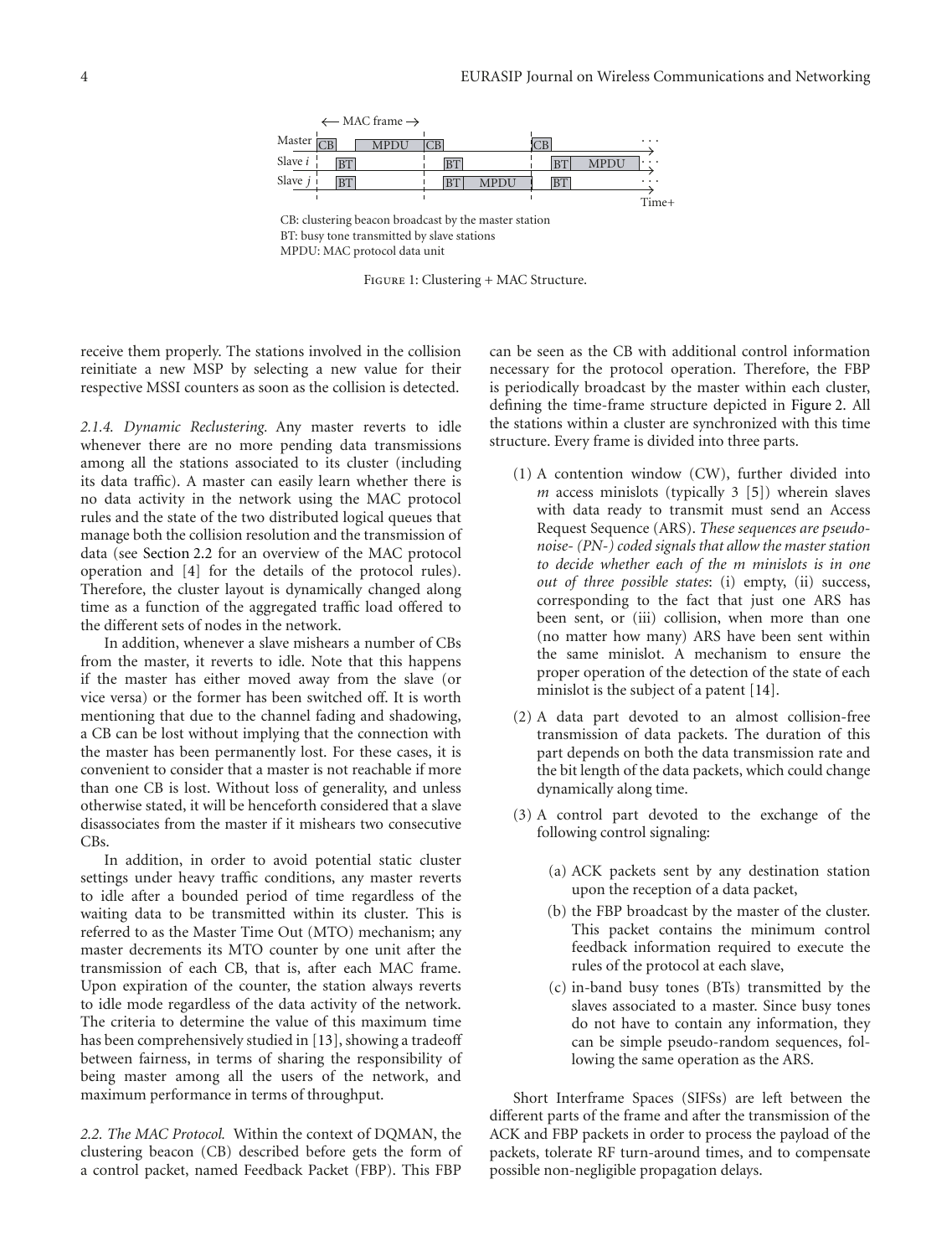← MAC frame →

Master CB MPDU CB CB ...

Slave $i$ BT BT BT MPDU ...

Slave $j$ BT BT MPDU BT ...

Time+

CB: clustering beacon broadcast by the master station
BT: busy tone transmitted by slave stations
MPDU: MAC protocol data unit

Figure 1: Clustering + MAC Structure.

receive them properly. The stations involved in the collision reinitiate a new MSP by selecting a new value for their respective MSSI counters as soon as the collision is detected.

*2.1.4. Dynamic Reclustering.* Any master reverts to idle whenever there are no more pending data transmissions among all the stations associated to its cluster (including its data traffic). A master can easily learn whether there is no data activity in the network using the MAC protocol rules and the state of the two distributed logical queues that manage both the collision resolution and the transmission of data (see Section 2.2 for an overview of the MAC protocol operation and [4] for the details of the protocol rules). Therefore, the cluster layout is dynamically changed along time as a function of the aggregated traffic load offered to the different sets of nodes in the network.

In addition, whenever a slave mishears a number of CBs from the master, it reverts to idle. Note that this happens if the master has either moved away from the slave (or vice versa) or the former has been switched off. It is worth mentioning that due to the channel fading and shadowing, a CB can be lost without implying that the connection with the master has been permanently lost. For these cases, it is convenient to consider that a master is not reachable if more than one CB is lost. Without loss of generality, and unless otherwise stated, it will be henceforth considered that a slave disassociates from the master if it mishears two consecutive CBs.

In addition, in order to avoid potential static cluster settings under heavy traffic conditions, any master reverts to idle after a bounded period of time regardless of the waiting data to be transmitted within its cluster. This is referred to as the Master Time Out (MTO) mechanism; any master decrements its MTO counter by one unit after the transmission of each CB, that is, after each MAC frame. Upon expiration of the counter, the station always reverts to idle mode regardless of the data activity of the network. The criteria to determine the value of this maximum time has been comprehensively studied in [13], showing a tradeoff between fairness, in terms of sharing the responsibility of being master among all the users of the network, and maximum performance in terms of throughput.

*2.2. The MAC Protocol.* Within the context of DQMAN, the clustering beacon (CB) described before gets the form of a control packet, named Feedback Packet (FBP). This FBP can be seen as the CB with additional control information necessary for the protocol operation. Therefore, the FBP is periodically broadcast by the master within each cluster, defining the time-frame structure depicted in Figure 2. All the stations within a cluster are synchronized with this time structure. Every frame is divided into three parts.

(1) A contention window (CW), further divided into $m$ access minislots (typically 3 [5]) wherein slaves with data ready to transmit must send an Access Request Sequence (ARS). *These sequences are pseudo-noise- (PN-) coded signals that allow the master station to decide whether each of the m minislots is in one out of three possible states*: (i) empty, (ii) success, corresponding to the fact that just one ARS has been sent, or (iii) collision, when more than one (no matter how many) ARS have been sent within the same minislot. A mechanism to ensure the proper operation of the detection of the state of each minislot is the subject of a patent [14].

(2) A data part devoted to an almost collision-free transmission of data packets. The duration of this part depends on both the data transmission rate and the bit length of the data packets, which could change dynamically along time.

(3) A control part devoted to the exchange of the following control signaling:

   (a) ACK packets sent by any destination station upon the reception of a data packet,

   (b) the FBP broadcast by the master of the cluster. This packet contains the minimum control feedback information required to execute the rules of the protocol at each slave,

   (c) in-band busy tones (BTs) transmitted by the slaves associated to a master. Since busy tones do not have to contain any information, they can be simple pseudo-random sequences, following the same operation as the ARS.

Short Interframe Spaces (SIFSs) are left between the different parts of the frame and after the transmission of the ACK and FBP packets in order to process the payload of the packets, tolerate RF turn-around times, and to compensate possible non-negligible propagation delays.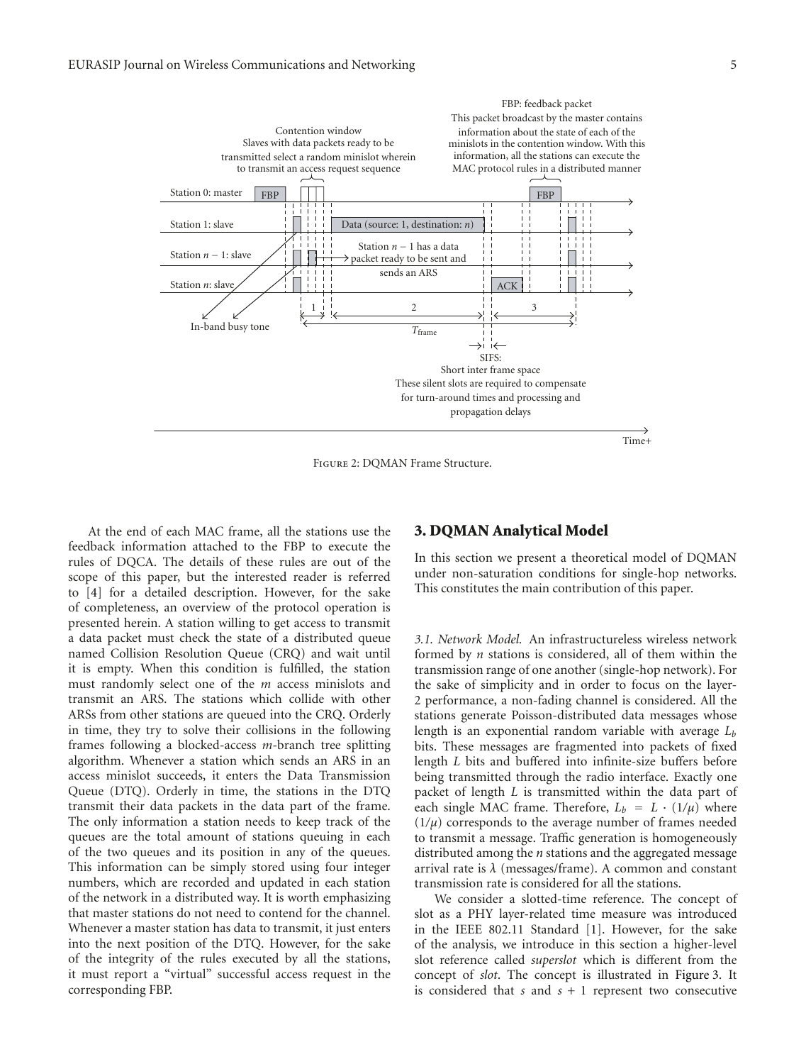FBP: feedback packet
This packet broadcast by the master contains information about the state of each of the minislots in the contention window. With this information, all the stations can execute the MAC protocol rules in a distributed manner

Contention window
Slaves with data packets ready to be transmitted select a random minislot wherein to transmit an access request sequence

Station 0: master
FBP
FBP
Station 1: slave
Data (source: 1, destination: $n$)
Station $n-1$: slave
Station $n-1$ has a data packet ready to be sent and sends an ARS
Station $n$: slave
ACK
1
2
3
$T_{\text{frame}}$
In-band busy tone
SIFS:
Short inter frame space
These silent slots are required to compensate for turn-around times and processing and propagation delays
Time+

Figure 2: DQMAN Frame Structure.

At the end of each MAC frame, all the stations use the feedback information attached to the FBP to execute the rules of DQCA. The details of these rules are out of the scope of this paper, but the interested reader is referred to [4] for a detailed description. However, for the sake of completeness, an overview of the protocol operation is presented herein. A station willing to get access to transmit a data packet must check the state of a distributed queue named Collision Resolution Queue (CRQ) and wait until it is empty. When this condition is fulfilled, the station must randomly select one of the $m$ access minislots and transmit an ARS. The stations which collide with other ARSs from other stations are queued into the CRQ. Orderly in time, they try to solve their collisions in the following frames following a blocked-access $m$-branch tree splitting algorithm. Whenever a station which sends an ARS in an access minislot succeeds, it enters the Data Transmission Queue (DTQ). Orderly in time, the stations in the DTQ transmit their data packets in the data part of the frame. The only information a station needs to keep track of the queues are the total amount of stations queuing in each of the two queues and its position in any of the queues. This information can be simply stored using four integer numbers, which are recorded and updated in each station of the network in a distributed way. It is worth emphasizing that master stations do not need to contend for the channel. Whenever a master station has data to transmit, it just enters into the next position of the DTQ. However, for the sake of the integrity of the rules executed by all the stations, it must report a "virtual" successful access request in the corresponding FBP.

## 3. DQMAN Analytical Model

In this section we present a theoretical model of DQMAN under non-saturation conditions for single-hop networks. This constitutes the main contribution of this paper.

*3.1. Network Model.* An infrastructureless wireless network formed by $n$ stations is considered, all of them within the transmission range of one another (single-hop network). For the sake of simplicity and in order to focus on the layer-2 performance, a non-fading channel is considered. All the stations generate Poisson-distributed data messages whose length is an exponential random variable with average $L_b$ bits. These messages are fragmented into packets of fixed length $L$ bits and buffered into infinite-size buffers before being transmitted through the radio interface. Exactly one packet of length $L$ is transmitted within the data part of each single MAC frame. Therefore, $L_b = L \cdot (1/\mu)$ where $(1/\mu)$ corresponds to the average number of frames needed to transmit a message. Traffic generation is homogeneously distributed among the $n$ stations and the aggregated message arrival rate is $\lambda$ (messages/frame). A common and constant transmission rate is considered for all the stations.

We consider a slotted-time reference. The concept of slot as a PHY layer-related time measure was introduced in the IEEE 802.11 Standard [1]. However, for the sake of the analysis, we introduce in this section a higher-level slot reference called *superslot* which is different from the concept of *slot*. The concept is illustrated in Figure 3. It is considered that $s$ and $s+1$ represent two consecutive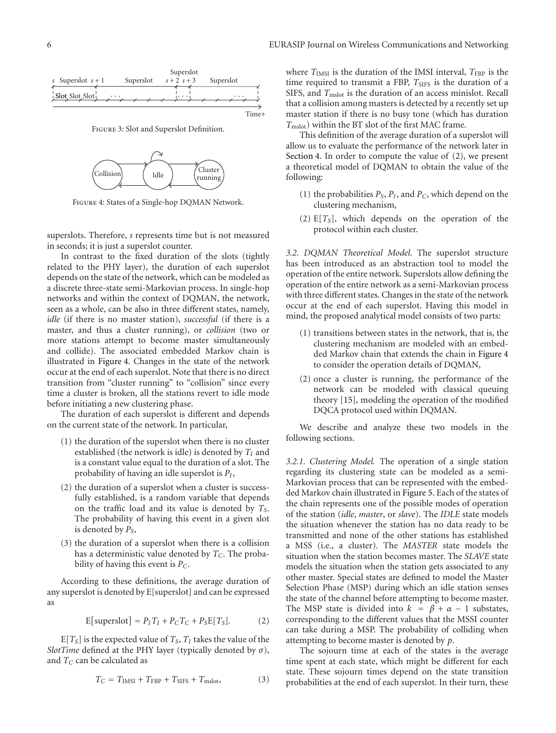Figure 3: Slot and Superslot Definition.

Figure 4: States of a Single-hop DQMAN Network.

superslots. Therefore, $s$ represents time but is not measured in seconds; it is just a superslot counter.

In contrast to the fixed duration of the slots (tightly related to the PHY layer), the duration of each superslot depends on the state of the network, which can be modeled as a discrete three-state semi-Markovian process. In single-hop networks and within the context of DQMAN, the network, seen as a whole, can be also in three different states, namely, *idle* (if there is no master station), *successful* (if there is a master, and thus a cluster running), or *collision* (two or more stations attempt to become master simultaneously and collide). The associated embedded Markov chain is illustrated in Figure 4. Changes in the state of the network occur at the end of each superslot. Note that there is no direct transition from "cluster running" to "collision" since every time a cluster is broken, all the stations revert to idle mode before initiating a new clustering phase.

The duration of each superslot is different and depends on the current state of the network. In particular,

(1) the duration of the superslot when there is no cluster established (the network is idle) is denoted by $T_I$ and is a constant value equal to the duration of a slot. The probability of having an idle superslot is $P_I$,

(2) the duration of a superslot when a cluster is successfully established, is a random variable that depends on the traffic load and its value is denoted by $T_S$. The probability of having this event in a given slot is denoted by $P_S$,

(3) the duration of a superslot when there is a collision has a deterministic value denoted by $T_C$. The probability of having this event is $P_C$.

According to these definitions, the average duration of any superslot is denoted by E[superslot] and can be expressed as

$$\mathrm{E}[\text{superslot}] = P_I T_I + P_C T_C + P_S \mathrm{E}[T_S]. \tag{2}$$

$\mathrm{E}[T_S]$ is the expected value of $T_S$, $T_I$ takes the value of the *SlotTime* defined at the PHY layer (typically denoted by $\sigma$), and $T_C$ can be calculated as

$$T_C = T_{\text{IMSI}} + T_{\text{FBP}} + T_{\text{SIFS}} + T_{\text{mslot}}, \tag{3}$$

where $T_{\text{IMSI}}$ is the duration of the IMSI interval, $T_{\text{FBP}}$ is the time required to transmit a FBP, $T_{\text{SIFS}}$ is the duration of a SIFS, and $T_{\text{mslot}}$ is the duration of an access minislot. Recall that a collision among masters is detected by a recently set up master station if there is no busy tone (which has duration $T_{\text{mslot}}$) within the BT slot of the first MAC frame.

This definition of the average duration of a superslot will allow us to evaluate the performance of the network later in Section 4. In order to compute the value of (2), we present a theoretical model of DQMAN to obtain the value of the following:

(1) the probabilities $P_S$, $P_I$, and $P_C$, which depend on the clustering mechanism,

(2) $\mathrm{E}[T_S]$, which depends on the operation of the protocol within each cluster.

*3.2. DQMAN Theoretical Model.* The superslot structure has been introduced as an abstraction tool to model the operation of the entire network. Superslots allow defining the operation of the entire network as a semi-Markovian process with three different states. Changes in the state of the network occur at the end of each superslot. Having this model in mind, the proposed analytical model consists of two parts:

(1) transitions between states in the network, that is, the clustering mechanism are modeled with an embedded Markov chain that extends the chain in Figure 4 to consider the operation details of DQMAN,

(2) once a cluster is running, the performance of the network can be modeled with classical queuing theory [15], modeling the operation of the modified DQCA protocol used within DQMAN.

We describe and analyze these two models in the following sections.

*3.2.1. Clustering Model.* The operation of a single station regarding its clustering state can be modeled as a semi-Markovian process that can be represented with the embedded Markov chain illustrated in Figure 5. Each of the states of the chain represents one of the possible modes of operation of the station (*idle*, *master*, or *slave*). The *IDLE* state models the situation whenever the station has no data ready to be transmitted and none of the other stations has established a MSS (i.e., a cluster). The *MASTER* state models the situation when the station becomes master. The *SLAVE* state models the situation when the station gets associated to any other master. Special states are defined to model the Master Selection Phase (MSP) during which an idle station senses the state of the channel before attempting to become master. The MSP state is divided into $k = \beta + \alpha - 1$ substates, corresponding to the different values that the MSSI counter can take during a MSP. The probability of colliding when attempting to become master is denoted by $p$.

The sojourn time at each of the states is the average time spent at each state, which might be different for each state. These sojourn times depend on the state transition probabilities at the end of each superslot. In their turn, these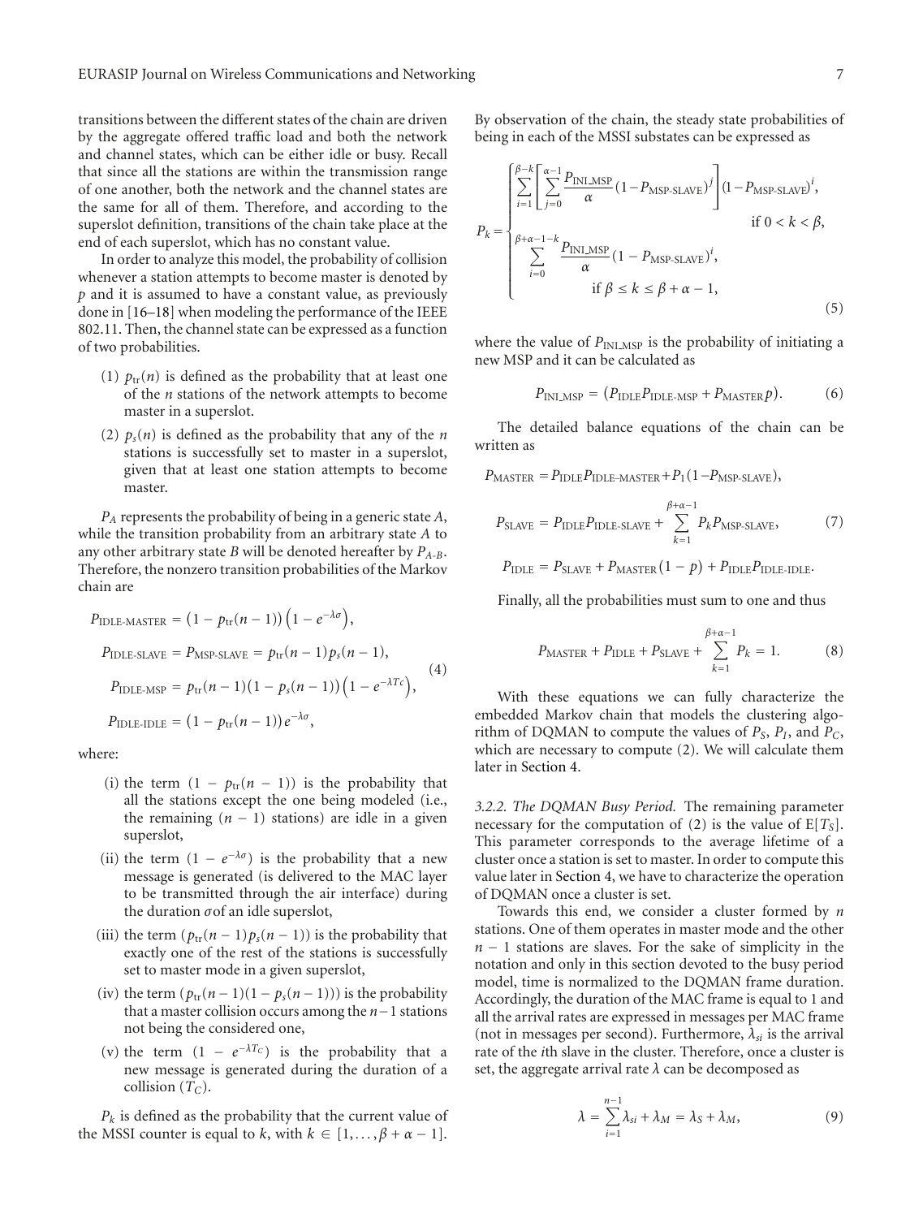transitions between the different states of the chain are driven by the aggregate offered traffic load and both the network and channel states, which can be either idle or busy. Recall that since all the stations are within the transmission range of one another, both the network and the channel states are the same for all of them. Therefore, and according to the superslot definition, transitions of the chain take place at the end of each superslot, which has no constant value.

In order to analyze this model, the probability of collision whenever a station attempts to become master is denoted by $p$ and it is assumed to have a constant value, as previously done in [16–18] when modeling the performance of the IEEE 802.11. Then, the channel state can be expressed as a function of two probabilities.

(1) $p_{tr}(n)$ is defined as the probability that at least one of the $n$ stations of the network attempts to become master in a superslot.

(2) $p_s(n)$ is defined as the probability that any of the $n$ stations is successfully set to master in a superslot, given that at least one station attempts to become master.

$P_A$ represents the probability of being in a generic state $A$, while the transition probability from an arbitrary state $A$ to any other arbitrary state $B$ will be denoted hereafter by $P_{A\text{-}B}$. Therefore, the nonzero transition probabilities of the Markov chain are

$$
\begin{aligned}
P_{\text{IDLE-MASTER}} &= (1 - p_{tr}(n-1))\left(1 - e^{-\lambda\sigma}\right),\\
P_{\text{IDLE-SLAVE}} &= P_{\text{MSP-SLAVE}} = p_{tr}(n-1)p_s(n-1),\\
P_{\text{IDLE-MSP}} &= p_{tr}(n-1)(1 - p_s(n-1))\left(1 - e^{-\lambda T_C}\right),\\
P_{\text{IDLE-IDLE}} &= (1 - p_{tr}(n-1))e^{-\lambda\sigma},
\end{aligned}
\tag{4}
$$

where:

(i) the term $(1 - p_{tr}(n-1))$ is the probability that all the stations except the one being modeled (i.e., the remaining $(n-1)$ stations) are idle in a given superslot,

(ii) the term $(1 - e^{-\lambda\sigma})$ is the probability that a new message is generated (is delivered to the MAC layer to be transmitted through the air interface) during the duration $\sigma$of an idle superslot,

(iii) the term $(p_{tr}(n-1)p_s(n-1))$ is the probability that exactly one of the rest of the stations is successfully set to master mode in a given superslot,

(iv) the term $(p_{tr}(n-1)(1 - p_s(n-1)))$ is the probability that a master collision occurs among the $n-1$ stations not being the considered one,

(v) the term $(1 - e^{-\lambda T_C})$ is the probability that a new message is generated during the duration of a collision ($T_C$).

$P_k$ is defined as the probability that the current value of the MSSI counter is equal to $k$, with $k \in [1, \ldots, \beta + \alpha - 1]$.

By observation of the chain, the steady state probabilities of being in each of the MSSI substates can be expressed as

$$
P_k = \begin{cases}
\displaystyle\sum_{i=1}^{\beta-k}\left[\sum_{j=0}^{\alpha-1}\frac{P_{\text{INI\_MSP}}}{\alpha}(1 - P_{\text{MSP-SLAVE}})^j\right](1 - P_{\text{MSP-SLAVE}})^i, & \text{if } 0 < k < \beta,\\
\displaystyle\sum_{i=0}^{\beta+\alpha-1-k}\frac{P_{\text{INI\_MSP}}}{\alpha}(1 - P_{\text{MSP-SLAVE}})^i, & \text{if } \beta \le k \le \beta + \alpha - 1,
\end{cases}
\tag{5}
$$

where the value of $P_{\text{INI\_MSP}}$ is the probability of initiating a new MSP and it can be calculated as

$$
P_{\text{INI\_MSP}} = (P_{\text{IDLE}}P_{\text{IDLE-MSP}} + P_{\text{MASTER}}\,p).
\tag{6}
$$

The detailed balance equations of the chain can be written as

$$
\begin{aligned}
P_{\text{MASTER}} &= P_{\text{IDLE}}P_{\text{IDLE-MASTER}} + P_1(1 - P_{\text{MSP-SLAVE}}),\\
P_{\text{SLAVE}} &= P_{\text{IDLE}}P_{\text{IDLE-SLAVE}} + \sum_{k=1}^{\beta+\alpha-1}P_kP_{\text{MSP-SLAVE}},\\
P_{\text{IDLE}} &= P_{\text{SLAVE}} + P_{\text{MASTER}}(1 - p) + P_{\text{IDLE}}P_{\text{IDLE-IDLE}}.
\end{aligned}
\tag{7}
$$

Finally, all the probabilities must sum to one and thus

$$
P_{\text{MASTER}} + P_{\text{IDLE}} + P_{\text{SLAVE}} + \sum_{k=1}^{\beta+\alpha-1}P_k = 1.
\tag{8}
$$

With these equations we can fully characterize the embedded Markov chain that models the clustering algorithm of DQMAN to compute the values of $P_S$, $P_I$, and $P_C$, which are necessary to compute (2). We will calculate them later in Section 4.

*3.2.2. The DQMAN Busy Period.* The remaining parameter necessary for the computation of (2) is the value of $\text{E}[T_S]$. This parameter corresponds to the average lifetime of a cluster once a station is set to master. In order to compute this value later in Section 4, we have to characterize the operation of DQMAN once a cluster is set.

Towards this end, we consider a cluster formed by $n$ stations. One of them operates in master mode and the other $n-1$ stations are slaves. For the sake of simplicity in the notation and only in this section devoted to the busy period model, time is normalized to the DQMAN frame duration. Accordingly, the duration of the MAC frame is equal to 1 and all the arrival rates are expressed in messages per MAC frame (not in messages per second). Furthermore, $\lambda_{si}$ is the arrival rate of the $i$th slave in the cluster. Therefore, once a cluster is set, the aggregate arrival rate $\lambda$ can be decomposed as

$$
\lambda = \sum_{i=1}^{n-1}\lambda_{si} + \lambda_M = \lambda_S + \lambda_M,
\tag{9}
$$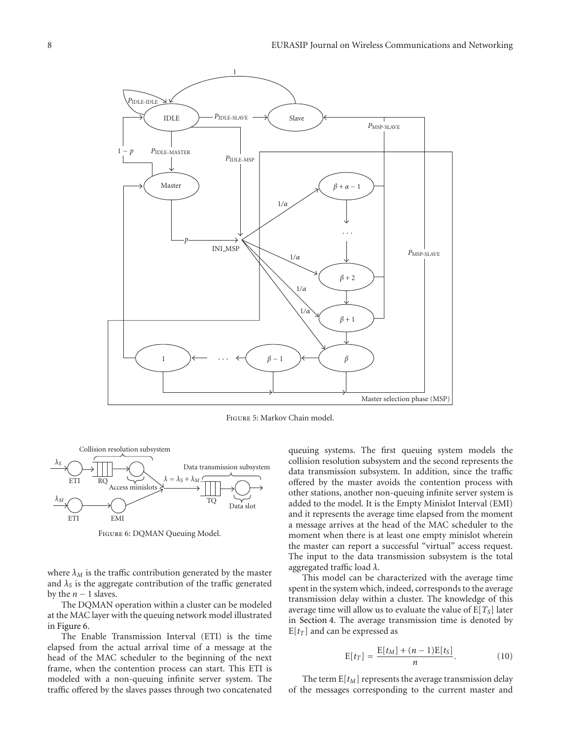Figure 5: Markov Chain model.

Figure 6: DQMAN Queuing Model.

where $\lambda_M$ is the traffic contribution generated by the master and $\lambda_S$ is the aggregate contribution of the traffic generated by the $n-1$ slaves.

The DQMAN operation within a cluster can be modeled at the MAC layer with the queuing network model illustrated in Figure 6.

The Enable Transmission Interval (ETI) is the time elapsed from the actual arrival time of a message at the head of the MAC scheduler to the beginning of the next frame, when the contention process can start. This ETI is modeled with a non-queuing infinite server system. The traffic offered by the slaves passes through two concatenated queuing systems. The first queuing system models the collision resolution subsystem and the second represents the data transmission subsystem. In addition, since the traffic offered by the master avoids the contention process with other stations, another non-queuing infinite server system is added to the model. It is the Empty Minislot Interval (EMI) and it represents the average time elapsed from the moment a message arrives at the head of the MAC scheduler to the moment when there is at least one empty minislot wherein the master can report a successful "virtual" access request. The input to the data transmission subsystem is the total aggregated traffic load $\lambda$.

This model can be characterized with the average time spent in the system which, indeed, corresponds to the average transmission delay within a cluster. The knowledge of this average time will allow us to evaluate the value of $\mathrm{E}[T_S]$ later in Section 4. The average transmission time is denoted by $\mathrm{E}[t_T]$ and can be expressed as

$$\mathrm{E}[t_T] = \frac{\mathrm{E}[t_M] + (n-1)\mathrm{E}[t_S]}{n}. \quad (10)$$

The term $\mathrm{E}[t_M]$ represents the average transmission delay of the messages corresponding to the current master and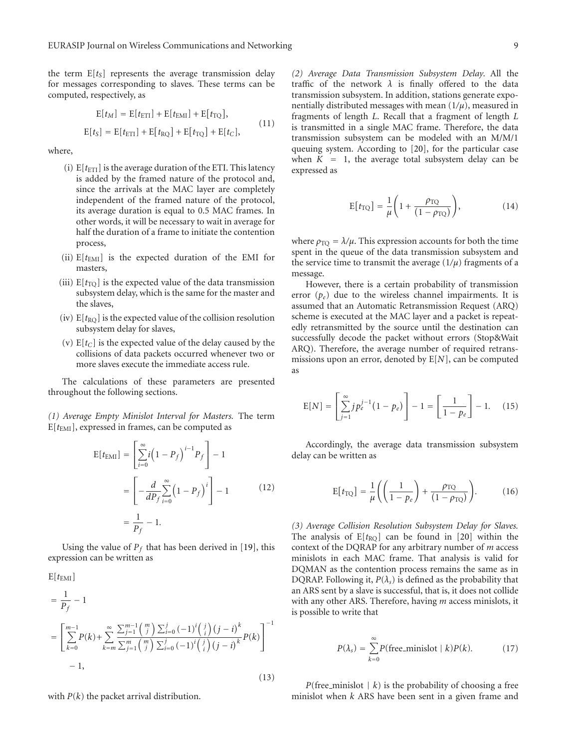the term $\mathrm{E}[t_S]$ represents the average transmission delay for messages corresponding to slaves. These terms can be computed, respectively, as

$$\mathrm{E}[t_M] = \mathrm{E}[t_{\mathrm{ETI}}] + \mathrm{E}[t_{\mathrm{EMI}}] + \mathrm{E}[t_{\mathrm{TQ}}],$$
$$\mathrm{E}[t_S] = \mathrm{E}[t_{\mathrm{ETI}}] + \mathrm{E}[t_{\mathrm{RQ}}] + \mathrm{E}[t_{\mathrm{TQ}}] + \mathrm{E}[t_C], \tag{11}$$

where,

- (i) $\mathrm{E}[t_{\mathrm{ETI}}]$ is the average duration of the ETI. This latency is added by the framed nature of the protocol and, since the arrivals at the MAC layer are completely independent of the framed nature of the protocol, its average duration is equal to 0.5 MAC frames. In other words, it will be necessary to wait in average for half the duration of a frame to initiate the contention process,
- (ii) $\mathrm{E}[t_{\mathrm{EMI}}]$ is the expected duration of the EMI for masters,
- (iii) $\mathrm{E}[t_{\mathrm{TQ}}]$ is the expected value of the data transmission subsystem delay, which is the same for the master and the slaves,
- (iv) $\mathrm{E}[t_{\mathrm{RQ}}]$ is the expected value of the collision resolution subsystem delay for slaves,
- (v) $\mathrm{E}[t_C]$ is the expected value of the delay caused by the collisions of data packets occurred whenever two or more slaves execute the immediate access rule.

The calculations of these parameters are presented throughout the following sections.

*(1) Average Empty Minislot Interval for Masters.* The term $\mathrm{E}[t_{\mathrm{EMI}}]$, expressed in frames, can be computed as

$$\begin{aligned}
\mathrm{E}[t_{\mathrm{EMI}}] &= \left[\sum_{i=0}^{\infty} i\left(1-P_f\right)^{i-1}P_f\right] - 1 \\
&= \left[-\frac{d}{dP_f}\sum_{i=0}^{\infty}\left(1-P_f\right)^{i}\right] - 1 \\
&= \frac{1}{P_f} - 1.
\end{aligned} \tag{12}$$

Using the value of $P_f$ that has been derived in [19], this expression can be written as

$$\begin{aligned}
&\mathrm{E}[t_{\mathrm{EMI}}] \\
&= \frac{1}{P_f} - 1 \\
&= \left[\sum_{k=0}^{m-1} P(k) + \sum_{k=m}^{\infty} \frac{\sum_{j=1}^{m-1}\binom{m}{j}\sum_{i=0}^{j}(-1)^i\binom{j}{i}(j-i)^k}{\sum_{j=1}^{m}\binom{m}{j}\sum_{i=0}^{j}(-1)^i\binom{j}{i}(j-i)^k} P(k)\right]^{-1} \\
&\quad - 1,
\end{aligned} \tag{13}$$

with $P(k)$ the packet arrival distribution.

*(2) Average Data Transmission Subsystem Delay.* All the traffic of the network $\lambda$ is finally offered to the data transmission subsystem. In addition, stations generate exponentially distributed messages with mean $(1/\mu)$, measured in fragments of length $L$. Recall that a fragment of length $L$ is transmitted in a single MAC frame. Therefore, the data transmission subsystem can be modeled with an M/M/1 queuing system. According to [20], for the particular case when $K = 1$, the average total subsystem delay can be expressed as

$$\mathrm{E}[t_{\mathrm{TQ}}] = \frac{1}{\mu}\left(1 + \frac{\rho_{\mathrm{TQ}}}{(1-\rho_{\mathrm{TQ}})}\right), \tag{14}$$

where $\rho_{\mathrm{TQ}} = \lambda/\mu$. This expression accounts for both the time spent in the queue of the data transmission subsystem and the service time to transmit the average $(1/\mu)$ fragments of a message.

However, there is a certain probability of transmission error $(p_e)$ due to the wireless channel impairments. It is assumed that an Automatic Retransmission Request (ARQ) scheme is executed at the MAC layer and a packet is repeatedly retransmitted by the source until the destination can successfully decode the packet without errors (Stop&Wait ARQ). Therefore, the average number of required retransmissions upon an error, denoted by $\mathrm{E}[N]$, can be computed as

$$\mathrm{E}[N] = \left[\sum_{j=1}^{\infty} j p_e^{j-1}(1-p_e)\right] - 1 = \left[\frac{1}{1-p_e}\right] - 1. \tag{15}$$

Accordingly, the average data transmission subsystem delay can be written as

$$\mathrm{E}[t_{\mathrm{TQ}}] = \frac{1}{\mu}\left(\left(\frac{1}{1-p_e}\right) + \frac{\rho_{\mathrm{TQ}}}{(1-\rho_{\mathrm{TQ}})}\right). \tag{16}$$

*(3) Average Collision Resolution Subsystem Delay for Slaves.* The analysis of $\mathrm{E}[t_{\mathrm{RQ}}]$ can be found in [20] within the context of the DQRAP for any arbitrary number of $m$ access minislots in each MAC frame. That analysis is valid for DQMAN as the contention process remains the same as in DQRAP. Following it, $P(\lambda_s)$ is defined as the probability that an ARS sent by a slave is successful, that is, it does not collide with any other ARS. Therefore, having $m$ access minislots, it is possible to write that

$$P(\lambda_s) = \sum_{k=0}^{\infty} P(\text{free\_minislot} \mid k)P(k). \tag{17}$$

$P(\text{free\_minislot} \mid k)$ is the probability of choosing a free minislot when $k$ ARS have been sent in a given frame and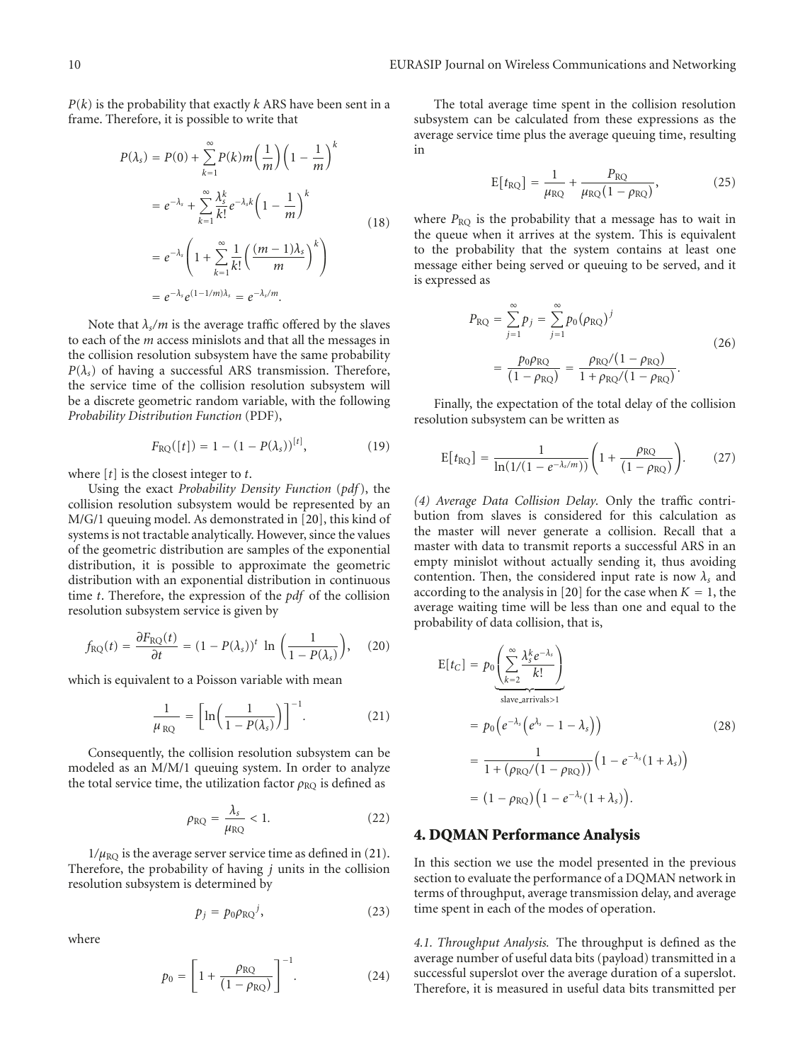$P(k)$ is the probability that exactly $k$ ARS have been sent in a frame. Therefore, it is possible to write that

$$
\begin{aligned}
P(\lambda_s) &= P(0) + \sum_{k=1}^{\infty} P(k) m \left(\frac{1}{m}\right)\left(1 - \frac{1}{m}\right)^k \\
&= e^{-\lambda_s} + \sum_{k=1}^{\infty} \frac{\lambda_s^k}{k!} e^{-\lambda_s k}\left(1 - \frac{1}{m}\right)^k \\
&= e^{-\lambda_s}\left(1 + \sum_{k=1}^{\infty} \frac{1}{k!}\left(\frac{(m-1)\lambda_s}{m}\right)^k\right) \\
&= e^{-\lambda_s} e^{(1-1/m)\lambda_s} = e^{-\lambda_s/m}.
\end{aligned}
\tag{18}
$$

Note that $\lambda_s/m$ is the average traffic offered by the slaves to each of the $m$ access minislots and that all the messages in the collision resolution subsystem have the same probability $P(\lambda_s)$ of having a successful ARS transmission. Therefore, the service time of the collision resolution subsystem will be a discrete geometric random variable, with the following *Probability Distribution Function* (PDF),

$$
F_{\text{RQ}}([t]) = 1 - (1 - P(\lambda_s))^{[t]}, \tag{19}
$$

where $[t]$ is the closest integer to $t$.

Using the exact *Probability Density Function* (*pdf*), the collision resolution subsystem would be represented by an M/G/1 queuing model. As demonstrated in [20], this kind of systems is not tractable analytically. However, since the values of the geometric distribution are samples of the exponential distribution, it is possible to approximate the geometric distribution with an exponential distribution in continuous time $t$. Therefore, the expression of the *pdf* of the collision resolution subsystem service is given by

$$
f_{\text{RQ}}(t) = \frac{\partial F_{\text{RQ}}(t)}{\partial t} = (1 - P(\lambda_s))^t \ln\left(\frac{1}{1 - P(\lambda_s)}\right), \tag{20}
$$

which is equivalent to a Poisson variable with mean

$$
\frac{1}{\mu_{\text{RQ}}} = \left[\ln\left(\frac{1}{1 - P(\lambda_s)}\right)\right]^{-1}. \tag{21}
$$

Consequently, the collision resolution subsystem can be modeled as an M/M/1 queuing system. In order to analyze the total service time, the utilization factor $\rho_{\text{RQ}}$ is defined as

$$
\rho_{\text{RQ}} = \frac{\lambda_s}{\mu_{\text{RQ}}} < 1. \tag{22}
$$

$1/\mu_{\text{RQ}}$ is the average server service time as defined in (21). Therefore, the probability of having $j$ units in the collision resolution subsystem is determined by

$$
p_j = p_0 \rho_{\text{RQ}}{}^j, \tag{23}
$$

where

$$
p_0 = \left[1 + \frac{\rho_{\text{RQ}}}{(1 - \rho_{\text{RQ}})}\right]^{-1}. \tag{24}
$$

The total average time spent in the collision resolution subsystem can be calculated from these expressions as the average service time plus the average queuing time, resulting in

$$
\text{E}[t_{\text{RQ}}] = \frac{1}{\mu_{\text{RQ}}} + \frac{P_{\text{RQ}}}{\mu_{\text{RQ}}(1 - \rho_{\text{RQ}})}, \tag{25}
$$

where $P_{\text{RQ}}$ is the probability that a message has to wait in the queue when it arrives at the system. This is equivalent to the probability that the system contains at least one message either being served or queuing to be served, and it is expressed as

$$
\begin{aligned}
P_{\text{RQ}} &= \sum_{j=1}^{\infty} p_j = \sum_{j=1}^{\infty} p_0 (\rho_{\text{RQ}})^j \\
&= \frac{p_0 \rho_{\text{RQ}}}{(1 - \rho_{\text{RQ}})} = \frac{\rho_{\text{RQ}}/(1 - \rho_{\text{RQ}})}{1 + \rho_{\text{RQ}}/(1 - \rho_{\text{RQ}})}.
\end{aligned}
\tag{26}
$$

Finally, the expectation of the total delay of the collision resolution subsystem can be written as

$$
\text{E}[t_{\text{RQ}}] = \frac{1}{\ln(1/(1 - e^{-\lambda_s/m}))}\left(1 + \frac{\rho_{\text{RQ}}}{(1 - \rho_{\text{RQ}})}\right). \tag{27}
$$

*(4) Average Data Collision Delay.* Only the traffic contribution from slaves is considered for this calculation as the master will never generate a collision. Recall that a master with data to transmit reports a successful ARS in an empty minislot without actually sending it, thus avoiding contention. Then, the considered input rate is now $\lambda_s$ and according to the analysis in [20] for the case when $K = 1$, the average waiting time will be less than one and equal to the probability of data collision, that is,

$$
\begin{aligned}
\text{E}[t_C] &= p_0 \underbrace{\left(\sum_{k=2}^{\infty} \frac{\lambda_s^k e^{-\lambda_s}}{k!}\right)}_{\text{slave\_arrivals}>1} \\
&= p_0 \left(e^{-\lambda_s}\left(e^{\lambda_s} - 1 - \lambda_s\right)\right) \\
&= \frac{1}{1 + (\rho_{\text{RQ}}/(1 - \rho_{\text{RQ}}))}\left(1 - e^{-\lambda_s}(1 + \lambda_s)\right) \\
&= (1 - \rho_{\text{RQ}})\left(1 - e^{-\lambda_s}(1 + \lambda_s)\right).
\end{aligned}
\tag{28}
$$

## 4. DQMAN Performance Analysis

In this section we use the model presented in the previous section to evaluate the performance of a DQMAN network in terms of throughput, average transmission delay, and average time spent in each of the modes of operation.

*4.1. Throughput Analysis.* The throughput is defined as the average number of useful data bits (payload) transmitted in a successful superslot over the average duration of a superslot. Therefore, it is measured in useful data bits transmitted per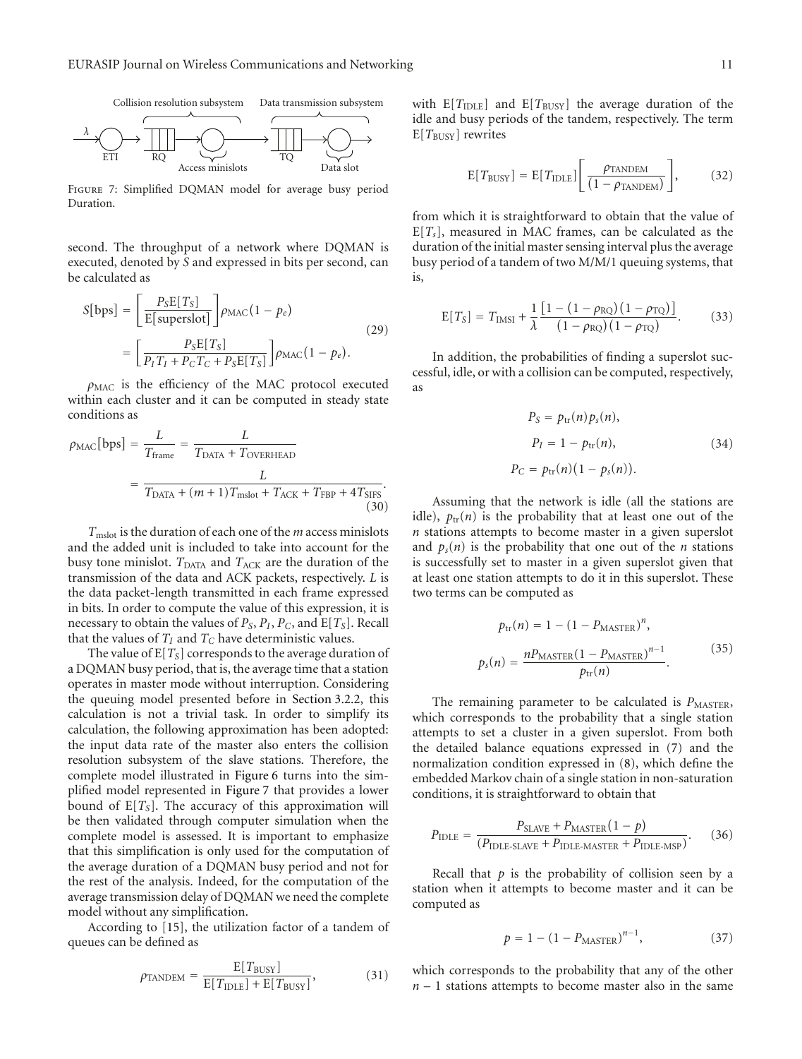Figure 7: Simplified DQMAN model for average busy period Duration.

second. The throughput of a network where DQMAN is executed, denoted by $S$ and expressed in bits per second, can be calculated as

$$S[\text{bps}] = \left[\frac{P_S \mathrm{E}[T_S]}{\mathrm{E}[\text{superslot}]}\right]\rho_{\text{MAC}}(1-p_e) = \left[\frac{P_S \mathrm{E}[T_S]}{P_I T_I + P_C T_C + P_S \mathrm{E}[T_S]}\right]\rho_{\text{MAC}}(1-p_e). \tag{29}$$

$\rho_{\text{MAC}}$ is the efficiency of the MAC protocol executed within each cluster and it can be computed in steady state conditions as

$$\rho_{\text{MAC}}[\text{bps}] = \frac{L}{T_{\text{frame}}} = \frac{L}{T_{\text{DATA}} + T_{\text{OVERHEAD}}} = \frac{L}{T_{\text{DATA}} + (m+1)T_{\text{mslot}} + T_{\text{ACK}} + T_{\text{FBP}} + 4T_{\text{SIFS}}}. \tag{30}$$

$T_{\text{mslot}}$ is the duration of each one of the $m$ access minislots and the added unit is included to take into account for the busy tone minislot. $T_{\text{DATA}}$ and $T_{\text{ACK}}$ are the duration of the transmission of the data and ACK packets, respectively. $L$ is the data packet-length transmitted in each frame expressed in bits. In order to compute the value of this expression, it is necessary to obtain the values of $P_S$, $P_I$, $P_C$, and $\mathrm{E}[T_S]$. Recall that the values of $T_I$ and $T_C$ have deterministic values.

The value of $\mathrm{E}[T_S]$ corresponds to the average duration of a DQMAN busy period, that is, the average time that a station operates in master mode without interruption. Considering the queuing model presented before in Section 3.2.2, this calculation is not a trivial task. In order to simplify its calculation, the following approximation has been adopted: the input data rate of the master also enters the collision resolution subsystem of the slave stations. Therefore, the complete model illustrated in Figure 6 turns into the simplified model represented in Figure 7 that provides a lower bound of $\mathrm{E}[T_S]$. The accuracy of this approximation will be then validated through computer simulation when the complete model is assessed. It is important to emphasize that this simplification is only used for the computation of the average duration of a DQMAN busy period and not for the rest of the analysis. Indeed, for the computation of the average transmission delay of DQMAN we need the complete model without any simplification.

According to [15], the utilization factor of a tandem of queues can be defined as

$$\rho_{\text{TANDEM}} = \frac{\mathrm{E}[T_{\text{BUSY}}]}{\mathrm{E}[T_{\text{IDLE}}] + \mathrm{E}[T_{\text{BUSY}}]}, \tag{31}$$

with $\mathrm{E}[T_{\text{IDLE}}]$ and $\mathrm{E}[T_{\text{BUSY}}]$ the average duration of the idle and busy periods of the tandem, respectively. The term $\mathrm{E}[T_{\text{BUSY}}]$ rewrites

$$\mathrm{E}[T_{\text{BUSY}}] = \mathrm{E}[T_{\text{IDLE}}]\left[\frac{\rho_{\text{TANDEM}}}{(1-\rho_{\text{TANDEM}})}\right], \tag{32}$$

from which it is straightforward to obtain that the value of $\mathrm{E}[T_s]$, measured in MAC frames, can be calculated as the duration of the initial master sensing interval plus the average busy period of a tandem of two M/M/1 queuing systems, that is,

$$\mathrm{E}[T_S] = T_{\text{IMSI}} + \frac{1}{\lambda}\frac{[1-(1-\rho_{\text{RQ}})(1-\rho_{\text{TQ}})]}{(1-\rho_{\text{RQ}})(1-\rho_{\text{TQ}})}. \tag{33}$$

In addition, the probabilities of finding a superslot successful, idle, or with a collision can be computed, respectively, as

$$\begin{aligned} P_S &= p_{\text{tr}}(n)p_s(n), \\ P_I &= 1 - p_{\text{tr}}(n), \\ P_C &= p_{\text{tr}}(n)(1-p_s(n)). \end{aligned} \tag{34}$$

Assuming that the network is idle (all the stations are idle), $p_{\text{tr}}(n)$ is the probability that at least one out of the $n$ stations attempts to become master in a given superslot and $p_s(n)$ is the probability that one out of the $n$ stations is successfully set to master in a given superslot given that at least one station attempts to do it in this superslot. These two terms can be computed as

$$\begin{aligned} p_{\text{tr}}(n) &= 1 - (1-P_{\text{MASTER}})^n, \\ p_s(n) &= \frac{nP_{\text{MASTER}}(1-P_{\text{MASTER}})^{n-1}}{p_{\text{tr}}(n)}. \end{aligned} \tag{35}$$

The remaining parameter to be calculated is $P_{\text{MASTER}}$, which corresponds to the probability that a single station attempts to set a cluster in a given superslot. From both the detailed balance equations expressed in (7) and the normalization condition expressed in (8), which define the embedded Markov chain of a single station in non-saturation conditions, it is straightforward to obtain that

$$P_{\text{IDLE}} = \frac{P_{\text{SLAVE}} + P_{\text{MASTER}}(1-p)}{(P_{\text{IDLE-SLAVE}} + P_{\text{IDLE-MASTER}} + P_{\text{IDLE-MSP}})}. \tag{36}$$

Recall that $p$ is the probability of collision seen by a station when it attempts to become master and it can be computed as

$$p = 1 - (1-P_{\text{MASTER}})^{n-1}, \tag{37}$$

which corresponds to the probability that any of the other $n-1$ stations attempts to become master also in the same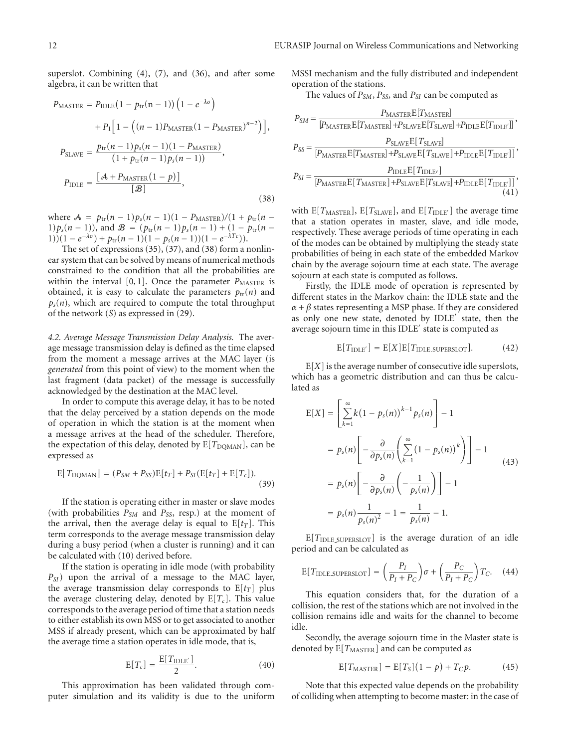superslot. Combining (4), (7), and (36), and after some algebra, it can be written that

$$
\begin{aligned}
P_{\text{MASTER}} &= P_{\text{IDLE}}(1 - p_{\text{tr}}(n-1))\left(1 - e^{-\lambda\sigma}\right) \\
&\quad + P_1\left[1 - \left((n-1)P_{\text{MASTER}}(1 - P_{\text{MASTER}})^{n-2}\right)\right], \\
P_{\text{SLAVE}} &= \frac{p_{\text{tr}}(n-1)p_s(n-1)(1 - P_{\text{MASTER}})}{(1 + p_{\text{tr}}(n-1)p_s(n-1))}, \\
P_{\text{IDLE}} &= \frac{[\mathcal{A} + P_{\text{MASTER}}(1-p)]}{[\mathcal{B}]},
\end{aligned} \tag{38}
$$

where $\mathcal{A} = p_{\text{tr}}(n-1)p_s(n-1)(1 - P_{\text{MASTER}})/(1 + p_{\text{tr}}(n-1)p_s(n-1))$, and $\mathcal{B} = (p_{\text{tr}}(n-1)p_s(n-1) + (1 - p_{\text{tr}}(n-1))(1 - e^{-\lambda\sigma}) + p_{\text{tr}}(n-1)(1 - p_s(n-1))(1 - e^{-\lambda T_C}))$.

The set of expressions (35), (37), and (38) form a nonlinear system that can be solved by means of numerical methods constrained to the condition that all the probabilities are within the interval $[0, 1]$. Once the parameter $P_{\text{MASTER}}$ is obtained, it is easy to calculate the parameters $p_{\text{tr}}(n)$ and $p_s(n)$, which are required to compute the total throughput of the network ($S$) as expressed in (29).

*4.2. Average Message Transmission Delay Analysis.* The average message transmission delay is defined as the time elapsed from the moment a message arrives at the MAC layer (is *generated* from this point of view) to the moment when the last fragment (data packet) of the message is successfully acknowledged by the destination at the MAC level.

In order to compute this average delay, it has to be noted that the delay perceived by a station depends on the mode of operation in which the station is at the moment when a message arrives at the head of the scheduler. Therefore, the expectation of this delay, denoted by $\text{E}[T_{\text{DQMAN}}]$, can be expressed as

$$
\text{E}[T_{\text{DQMAN}}] = (P_{SM} + P_{SS})\text{E}[t_T] + P_{SI}(\text{E}[t_T] + \text{E}[T_c]). \tag{39}
$$

If the station is operating either in master or slave modes (with probabilities $P_{SM}$ and $P_{SS}$, resp.) at the moment of the arrival, then the average delay is equal to $\text{E}[t_T]$. This term corresponds to the average message transmission delay during a busy period (when a cluster is running) and it can be calculated with (10) derived before.

If the station is operating in idle mode (with probability $P_{SI}$) upon the arrival of a message to the MAC layer, the average transmission delay corresponds to $\text{E}[t_T]$ plus the average clustering delay, denoted by $\text{E}[T_c]$. This value corresponds to the average period of time that a station needs to either establish its own MSS or to get associated to another MSS if already present, which can be approximated by half the average time a station operates in idle mode, that is,

$$
\text{E}[T_c] = \frac{\text{E}[T_{\text{IDLE}'}]}{2}. \tag{40}
$$

This approximation has been validated through computer simulation and its validity is due to the uniform MSSI mechanism and the fully distributed and independent operation of the stations.

The values of $P_{SM}$, $P_{SS}$, and $P_{SI}$ can be computed as

$$
\begin{aligned}
P_{SM} &= \frac{P_{\text{MASTER}}\text{E}[T_{\text{MASTER}}]}{[P_{\text{MASTER}}\text{E}[T_{\text{MASTER}}] + P_{\text{SLAVE}}\text{E}[T_{\text{SLAVE}}] + P_{\text{IDLE}}\text{E}[T_{\text{IDLE}'}]]}, \\
P_{SS} &= \frac{P_{\text{SLAVE}}\text{E}[T_{\text{SLAVE}}]}{[P_{\text{MASTER}}\text{E}[T_{\text{MASTER}}] + P_{\text{SLAVE}}\text{E}[T_{\text{SLAVE}}] + P_{\text{IDLE}}\text{E}[T_{\text{IDLE}'}]]}, \\
P_{SI} &= \frac{P_{\text{IDLE}}\text{E}[T_{\text{IDLE}'}]}{[P_{\text{MASTER}}\text{E}[T_{\text{MASTER}}] + P_{\text{SLAVE}}\text{E}[T_{\text{SLAVE}}] + P_{\text{IDLE}}\text{E}[T_{\text{IDLE}'}]]},
\end{aligned} \tag{41}
$$

with $\text{E}[T_{\text{MASTER}}]$, $\text{E}[T_{\text{SLAVE}}]$, and $\text{E}[T_{\text{IDLE}'}]$ the average time that a station operates in master, slave, and idle mode, respectively. These average periods of time operating in each of the modes can be obtained by multiplying the steady state probabilities of being in each state of the embedded Markov chain by the average sojourn time at each state. The average sojourn at each state is computed as follows.

Firstly, the IDLE mode of operation is represented by different states in the Markov chain: the IDLE state and the $\alpha + \beta$ states representing a MSP phase. If they are considered as only one new state, denoted by IDLE$'$ state, then the average sojourn time in this IDLE$'$ state is computed as

$$
\text{E}[T_{\text{IDLE}'}] = \text{E}[X]\text{E}[T_{\text{IDLE\_SUPERSLOT}}]. \tag{42}
$$

$\text{E}[X]$ is the average number of consecutive idle superslots, which has a geometric distribution and can thus be calculated as

$$
\begin{aligned}
\text{E}[X] &= \left[\sum_{k=1}^{\infty} k(1 - p_s(n))^{k-1} p_s(n)\right] - 1 \\
&= p_s(n)\left[-\frac{\partial}{\partial p_s(n)}\left(\sum_{k=1}^{\infty}(1 - p_s(n))^k\right)\right] - 1 \\
&= p_s(n)\left[-\frac{\partial}{\partial p_s(n)}\left(-\frac{1}{p_s(n)}\right)\right] - 1 \\
&= p_s(n)\frac{1}{p_s(n)^2} - 1 = \frac{1}{p_s(n)} - 1.
\end{aligned} \tag{43}
$$

$\text{E}[T_{\text{IDLE\_SUPERSLOT}}]$ is the average duration of an idle period and can be calculated as

$$
\text{E}[T_{\text{IDLE\_SUPERSLOT}}] = \left(\frac{P_I}{P_I + P_C}\right)\sigma + \left(\frac{P_C}{P_I + P_C}\right)T_C. \tag{44}
$$

This equation considers that, for the duration of a collision, the rest of the stations which are not involved in the collision remains idle and waits for the channel to become idle.

Secondly, the average sojourn time in the Master state is denoted by $\text{E}[T_{\text{MASTER}}]$ and can be computed as

$$
\text{E}[T_{\text{MASTER}}] = \text{E}[T_S](1-p) + T_C p. \tag{45}
$$

Note that this expected value depends on the probability of colliding when attempting to become master: in the case of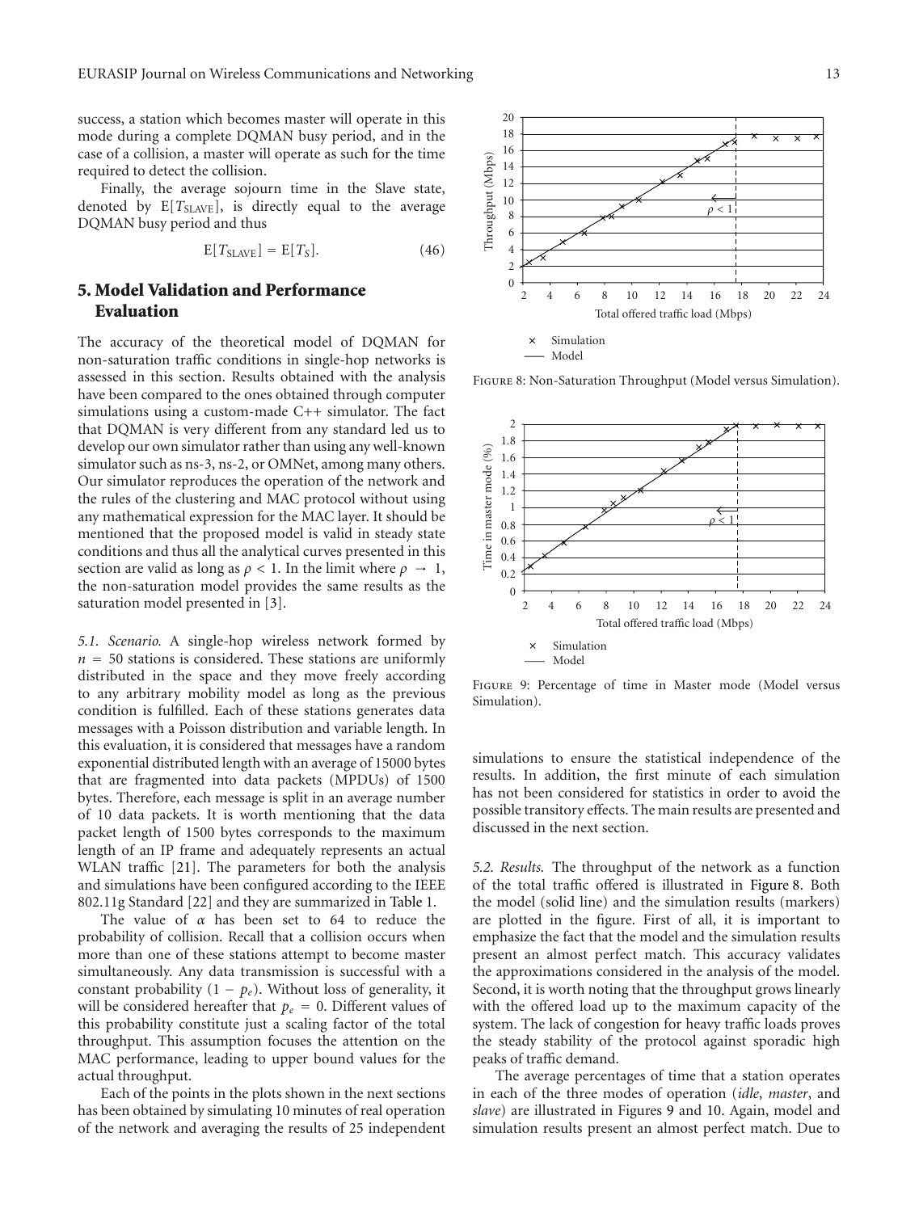success, a station which becomes master will operate in this mode during a complete DQMAN busy period, and in the case of a collision, a master will operate as such for the time required to detect the collision.

Finally, the average sojourn time in the Slave state, denoted by $\mathrm{E}[T_{\mathrm{SLAVE}}]$, is directly equal to the average DQMAN busy period and thus

$$\mathrm{E}[T_{\mathrm{SLAVE}}] = \mathrm{E}[T_S]. \tag{46}$$

## 5. Model Validation and Performance Evaluation

The accuracy of the theoretical model of DQMAN for non-saturation traffic conditions in single-hop networks is assessed in this section. Results obtained with the analysis have been compared to the ones obtained through computer simulations using a custom-made C++ simulator. The fact that DQMAN is very different from any standard led us to develop our own simulator rather than using any well-known simulator such as ns-3, ns-2, or OMNet, among many others. Our simulator reproduces the operation of the network and the rules of the clustering and MAC protocol without using any mathematical expression for the MAC layer. It should be mentioned that the proposed model is valid in steady state conditions and thus all the analytical curves presented in this section are valid as long as $\rho < 1$. In the limit where $\rho \to 1$, the non-saturation model provides the same results as the saturation model presented in [3].

*5.1. Scenario.* A single-hop wireless network formed by $n = 50$ stations is considered. These stations are uniformly distributed in the space and they move freely according to any arbitrary mobility model as long as the previous condition is fulfilled. Each of these stations generates data messages with a Poisson distribution and variable length. In this evaluation, it is considered that messages have a random exponential distributed length with an average of 15000 bytes that are fragmented into data packets (MPDUs) of 1500 bytes. Therefore, each message is split in an average number of 10 data packets. It is worth mentioning that the data packet length of 1500 bytes corresponds to the maximum length of an IP frame and adequately represents an actual WLAN traffic [21]. The parameters for both the analysis and simulations have been configured according to the IEEE 802.11g Standard [22] and they are summarized in Table 1.

The value of $\alpha$ has been set to 64 to reduce the probability of collision. Recall that a collision occurs when more than one of these stations attempt to become master simultaneously. Any data transmission is successful with a constant probability $(1 - p_e)$. Without loss of generality, it will be considered hereafter that $p_e = 0$. Different values of this probability constitute just a scaling factor of the total throughput. This assumption focuses the attention on the MAC performance, leading to upper bound values for the actual throughput.

Each of the points in the plots shown in the next sections has been obtained by simulating 10 minutes of real operation of the network and averaging the results of 25 independent simulations to ensure the statistical independence of the results. In addition, the first minute of each simulation has not been considered for statistics in order to avoid the possible transitory effects. The main results are presented and discussed in the next section.

Figure 8: Non-Saturation Throughput (Model versus Simulation).

Figure 9: Percentage of time in Master mode (Model versus Simulation).

*5.2. Results.* The throughput of the network as a function of the total traffic offered is illustrated in Figure 8. Both the model (solid line) and the simulation results (markers) are plotted in the figure. First of all, it is important to emphasize the fact that the model and the simulation results present an almost perfect match. This accuracy validates the approximations considered in the analysis of the model. Second, it is worth noting that the throughput grows linearly with the offered load up to the maximum capacity of the system. The lack of congestion for heavy traffic loads proves the steady stability of the protocol against sporadic high peaks of traffic demand.

The average percentages of time that a station operates in each of the three modes of operation (*idle*, *master*, and *slave*) are illustrated in Figures 9 and 10. Again, model and simulation results present an almost perfect match. Due to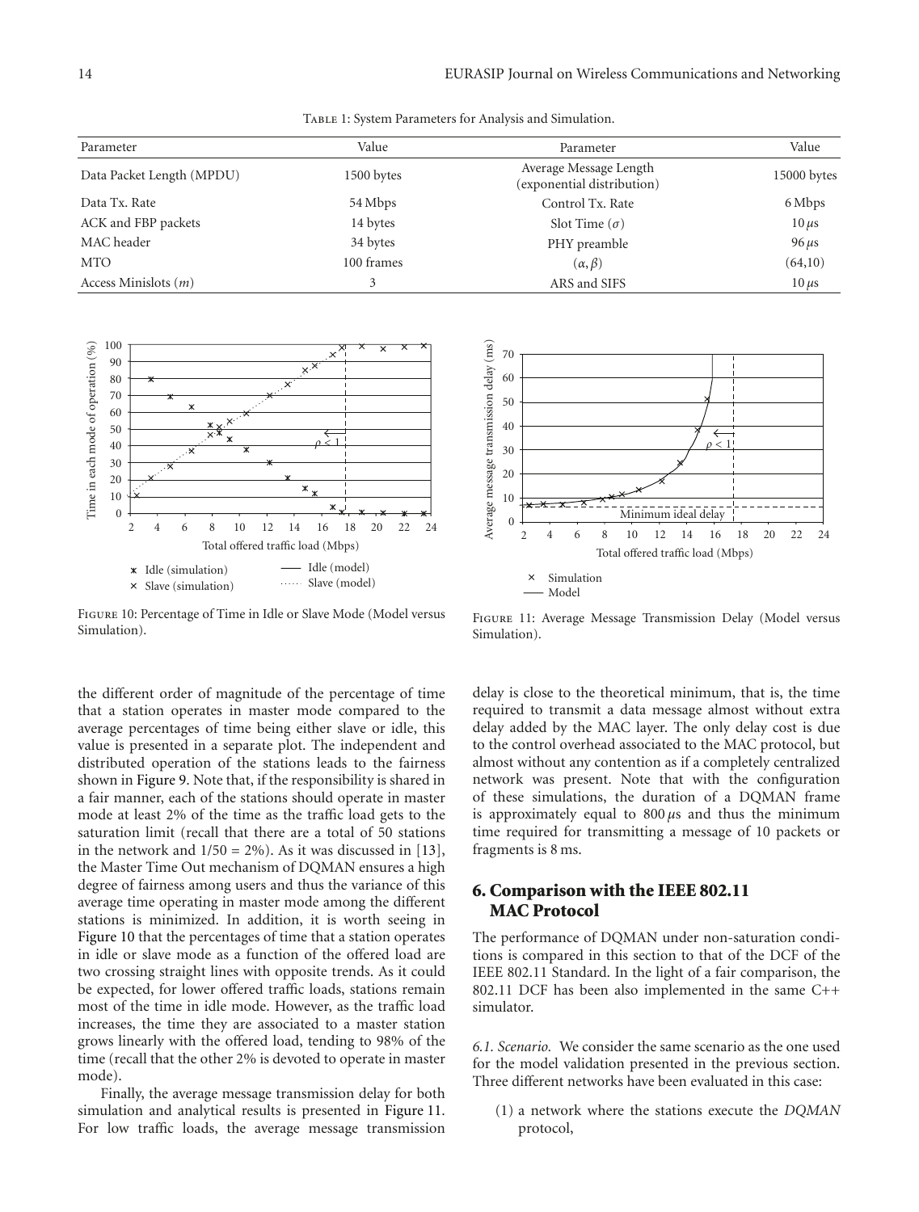Table 1: System Parameters for Analysis and Simulation.

| Parameter | Value | Parameter | Value |
|---|---|---|---|
| Data Packet Length (MPDU) | 1500 bytes | Average Message Length (exponential distribution) | 15000 bytes |
| Data Tx. Rate | 54 Mbps | Control Tx. Rate | 6 Mbps |
| ACK and FBP packets | 14 bytes | Slot Time ($\sigma$) | 10 $\mu$s |
| MAC header | 34 bytes | PHY preamble | 96 $\mu$s |
| MTO | 100 frames | $(\alpha, \beta)$ | (64,10) |
| Access Minislots ($m$) | 3 | ARS and SIFS | 10 $\mu$s |

Figure 10: Percentage of Time in Idle or Slave Mode (Model versus Simulation).

Figure 11: Average Message Transmission Delay (Model versus Simulation).

the different order of magnitude of the percentage of time that a station operates in master mode compared to the average percentages of time being either slave or idle, this value is presented in a separate plot. The independent and distributed operation of the stations leads to the fairness shown in Figure 9. Note that, if the responsibility is shared in a fair manner, each of the stations should operate in master mode at least 2% of the time as the traffic load gets to the saturation limit (recall that there are a total of 50 stations in the network and 1/50 = 2%). As it was discussed in [13], the Master Time Out mechanism of DQMAN ensures a high degree of fairness among users and thus the variance of this average time operating in master mode among the different stations is minimized. In addition, it is worth seeing in Figure 10 that the percentages of time that a station operates in idle or slave mode as a function of the offered load are two crossing straight lines with opposite trends. As it could be expected, for lower offered traffic loads, stations remain most of the time in idle mode. However, as the traffic load increases, the time they are associated to a master station grows linearly with the offered load, tending to 98% of the time (recall that the other 2% is devoted to operate in master mode).

Finally, the average message transmission delay for both simulation and analytical results is presented in Figure 11. For low traffic loads, the average message transmission delay is close to the theoretical minimum, that is, the time required to transmit a data message almost without extra delay added by the MAC layer. The only delay cost is due to the control overhead associated to the MAC protocol, but almost without any contention as if a completely centralized network was present. Note that with the configuration of these simulations, the duration of a DQMAN frame is approximately equal to 800 $\mu$s and thus the minimum time required for transmitting a message of 10 packets or fragments is 8 ms.

## 6. Comparison with the IEEE 802.11 MAC Protocol

The performance of DQMAN under non-saturation conditions is compared in this section to that of the DCF of the IEEE 802.11 Standard. In the light of a fair comparison, the 802.11 DCF has been also implemented in the same C++ simulator.

*6.1. Scenario.* We consider the same scenario as the one used for the model validation presented in the previous section. Three different networks have been evaluated in this case:

(1) a network where the stations execute the *DQMAN* protocol,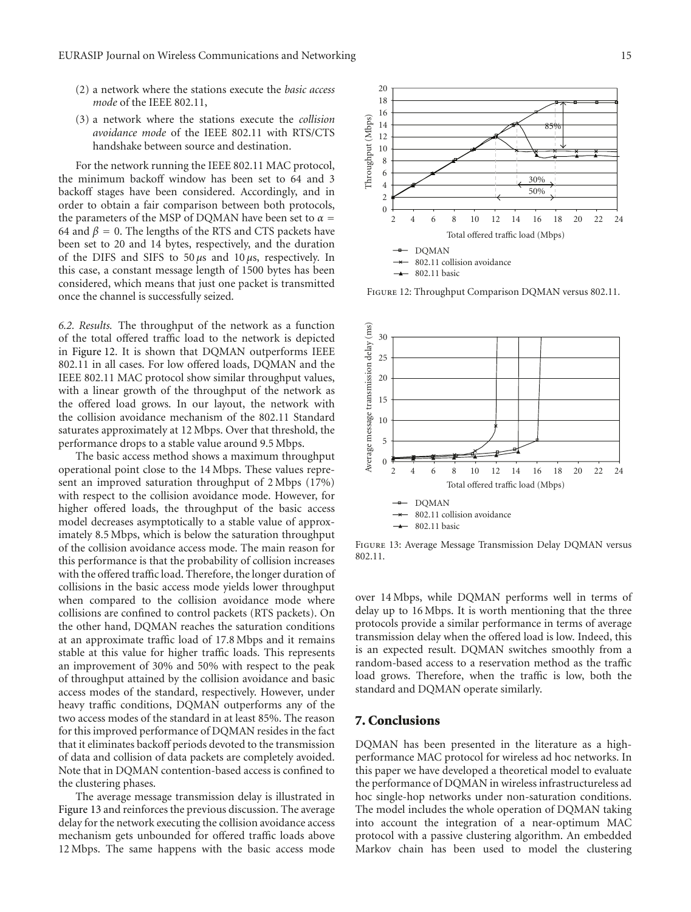(2) a network where the stations execute the *basic access mode* of the IEEE 802.11,

(3) a network where the stations execute the *collision avoidance mode* of the IEEE 802.11 with RTS/CTS handshake between source and destination.

For the network running the IEEE 802.11 MAC protocol, the minimum backoff window has been set to 64 and 3 backoff stages have been considered. Accordingly, and in order to obtain a fair comparison between both protocols, the parameters of the MSP of DQMAN have been set to $\alpha = 64$ and $\beta = 0$. The lengths of the RTS and CTS packets have been set to 20 and 14 bytes, respectively, and the duration of the DIFS and SIFS to $50\,\mu$s and $10\,\mu$s, respectively. In this case, a constant message length of 1500 bytes has been considered, which means that just one packet is transmitted once the channel is successfully seized.

*6.2. Results.* The throughput of the network as a function of the total offered traffic load to the network is depicted in Figure 12. It is shown that DQMAN outperforms IEEE 802.11 in all cases. For low offered loads, DQMAN and the IEEE 802.11 MAC protocol show similar throughput values, with a linear growth of the throughput of the network as the offered load grows. In our layout, the network with the collision avoidance mechanism of the 802.11 Standard saturates approximately at 12 Mbps. Over that threshold, the performance drops to a stable value around 9.5 Mbps.

The basic access method shows a maximum throughput operational point close to the 14 Mbps. These values represent an improved saturation throughput of 2 Mbps (17%) with respect to the collision avoidance mode. However, for higher offered loads, the throughput of the basic access model decreases asymptotically to a stable value of approximately 8.5 Mbps, which is below the saturation throughput of the collision avoidance access mode. The main reason for this performance is that the probability of collision increases with the offered traffic load. Therefore, the longer duration of collisions in the basic access mode yields lower throughput when compared to the collision avoidance mode where collisions are confined to control packets (RTS packets). On the other hand, DQMAN reaches the saturation conditions at an approximate traffic load of 17.8 Mbps and it remains stable at this value for higher traffic loads. This represents an improvement of 30% and 50% with respect to the peak of throughput attained by the collision avoidance and basic access modes of the standard, respectively. However, under heavy traffic conditions, DQMAN outperforms any of the two access modes of the standard in at least 85%. The reason for this improved performance of DQMAN resides in the fact that it eliminates backoff periods devoted to the transmission of data and collision of data packets are completely avoided. Note that in DQMAN contention-based access is confined to the clustering phases.

The average message transmission delay is illustrated in Figure 13 and reinforces the previous discussion. The average delay for the network executing the collision avoidance access mechanism gets unbounded for offered traffic loads above 12 Mbps. The same happens with the basic access mode over 14 Mbps, while DQMAN performs well in terms of delay up to 16 Mbps. It is worth mentioning that the three protocols provide a similar performance in terms of average transmission delay when the offered load is low. Indeed, this is an expected result. DQMAN switches smoothly from a random-based access to a reservation method as the traffic load grows. Therefore, when the traffic is low, both the standard and DQMAN operate similarly.

Figure 12: Throughput Comparison DQMAN versus 802.11.

Figure 13: Average Message Transmission Delay DQMAN versus 802.11.

## 7. Conclusions

DQMAN has been presented in the literature as a high-performance MAC protocol for wireless ad hoc networks. In this paper we have developed a theoretical model to evaluate the performance of DQMAN in wireless infrastructureless ad hoc single-hop networks under non-saturation conditions. The model includes the whole operation of DQMAN taking into account the integration of a near-optimum MAC protocol with a passive clustering algorithm. An embedded Markov chain has been used to model the clustering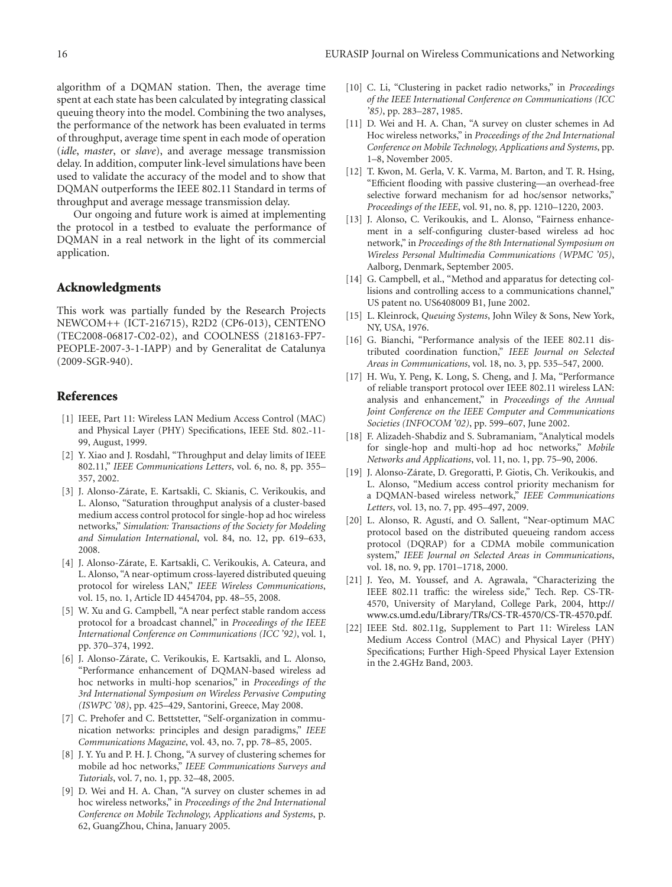algorithm of a DQMAN station. Then, the average time spent at each state has been calculated by integrating classical queuing theory into the model. Combining the two analyses, the performance of the network has been evaluated in terms of throughput, average time spent in each mode of operation (*idle*, *master*, or *slave*), and average message transmission delay. In addition, computer link-level simulations have been used to validate the accuracy of the model and to show that DQMAN outperforms the IEEE 802.11 Standard in terms of throughput and average message transmission delay.

Our ongoing and future work is aimed at implementing the protocol in a testbed to evaluate the performance of DQMAN in a real network in the light of its commercial application.

## Acknowledgments

This work was partially funded by the Research Projects NEWCOM++ (ICT-216715), R2D2 (CP6-013), CENTENO (TEC2008-06817-C02-02), and COOLNESS (218163-FP7-PEOPLE-2007-3-1-IAPP) and by Generalitat de Catalunya (2009-SGR-940).

## References

[1] IEEE, Part 11: Wireless LAN Medium Access Control (MAC) and Physical Layer (PHY) Specifications, IEEE Std. 802.-11-99, August, 1999.

[2] Y. Xiao and J. Rosdahl, "Throughput and delay limits of IEEE 802.11," *IEEE Communications Letters*, vol. 6, no. 8, pp. 355–357, 2002.

[3] J. Alonso-Zárate, E. Kartsakli, C. Skianis, C. Verikoukis, and L. Alonso, "Saturation throughput analysis of a cluster-based medium access control protocol for single-hop ad hoc wireless networks," *Simulation: Transactions of the Society for Modeling and Simulation International*, vol. 84, no. 12, pp. 619–633, 2008.

[4] J. Alonso-Zárate, E. Kartsakli, C. Verikoukis, A. Cateura, and L. Alonso, "A near-optimum cross-layered distributed queuing protocol for wireless LAN," *IEEE Wireless Communications*, vol. 15, no. 1, Article ID 4454704, pp. 48–55, 2008.

[5] W. Xu and G. Campbell, "A near perfect stable random access protocol for a broadcast channel," in *Proceedings of the IEEE International Conference on Communications (ICC '92)*, vol. 1, pp. 370–374, 1992.

[6] J. Alonso-Zárate, C. Verikoukis, E. Kartsakli, and L. Alonso, "Performance enhancement of DQMAN-based wireless ad hoc networks in multi-hop scenarios," in *Proceedings of the 3rd International Symposium on Wireless Pervasive Computing (ISWPC '08)*, pp. 425–429, Santorini, Greece, May 2008.

[7] C. Prehofer and C. Bettstetter, "Self-organization in communication networks: principles and design paradigms," *IEEE Communications Magazine*, vol. 43, no. 7, pp. 78–85, 2005.

[8] J. Y. Yu and P. H. J. Chong, "A survey of clustering schemes for mobile ad hoc networks," *IEEE Communications Surveys and Tutorials*, vol. 7, no. 1, pp. 32–48, 2005.

[9] D. Wei and H. A. Chan, "A survey on cluster schemes in ad hoc wireless networks," in *Proceedings of the 2nd International Conference on Mobile Technology, Applications and Systems*, p. 62, GuangZhou, China, January 2005.

[10] C. Li, "Clustering in packet radio networks," in *Proceedings of the IEEE International Conference on Communications (ICC '85)*, pp. 283–287, 1985.

[11] D. Wei and H. A. Chan, "A survey on cluster schemes in Ad Hoc wireless networks," in *Proceedings of the 2nd International Conference on Mobile Technology, Applications and Systems*, pp. 1–8, November 2005.

[12] T. Kwon, M. Gerla, V. K. Varma, M. Barton, and T. R. Hsing, "Efficient flooding with passive clustering—an overhead-free selective forward mechanism for ad hoc/sensor networks," *Proceedings of the IEEE*, vol. 91, no. 8, pp. 1210–1220, 2003.

[13] J. Alonso, C. Verikoukis, and L. Alonso, "Fairness enhancement in a self-configuring cluster-based wireless ad hoc network," in *Proceedings of the 8th International Symposium on Wireless Personal Multimedia Communications (WPMC '05)*, Aalborg, Denmark, September 2005.

[14] G. Campbell, et al., "Method and apparatus for detecting collisions and controlling access to a communications channel," US patent no. US6408009 B1, June 2002.

[15] L. Kleinrock, *Queuing Systems*, John Wiley & Sons, New York, NY, USA, 1976.

[16] G. Bianchi, "Performance analysis of the IEEE 802.11 distributed coordination function," *IEEE Journal on Selected Areas in Communications*, vol. 18, no. 3, pp. 535–547, 2000.

[17] H. Wu, Y. Peng, K. Long, S. Cheng, and J. Ma, "Performance of reliable transport protocol over IEEE 802.11 wireless LAN: analysis and enhancement," in *Proceedings of the Annual Joint Conference on the IEEE Computer and Communications Societies (INFOCOM '02)*, pp. 599–607, June 2002.

[18] F. Alizadeh-Shabdiz and S. Subramaniam, "Analytical models for single-hop and multi-hop ad hoc networks," *Mobile Networks and Applications*, vol. 11, no. 1, pp. 75–90, 2006.

[19] J. Alonso-Zárate, D. Gregoratti, P. Giotis, Ch. Verikoukis, and L. Alonso, "Medium access control priority mechanism for a DQMAN-based wireless network," *IEEE Communications Letters*, vol. 13, no. 7, pp. 495–497, 2009.

[20] L. Alonso, R. Agustí, and O. Sallent, "Near-optimum MAC protocol based on the distributed queueing random access protocol (DQRAP) for a CDMA mobile communication system," *IEEE Journal on Selected Areas in Communications*, vol. 18, no. 9, pp. 1701–1718, 2000.

[21] J. Yeo, M. Youssef, and A. Agrawala, "Characterizing the IEEE 802.11 traffic: the wireless side," Tech. Rep. CS-TR-4570, University of Maryland, College Park, 2004, http://www.cs.umd.edu/Library/TRs/CS-TR-4570/CS-TR-4570.pdf.

[22] IEEE Std. 802.11g, Supplement to Part 11: Wireless LAN Medium Access Control (MAC) and Physical Layer (PHY) Specifications; Further High-Speed Physical Layer Extension in the 2.4GHz Band, 2003.